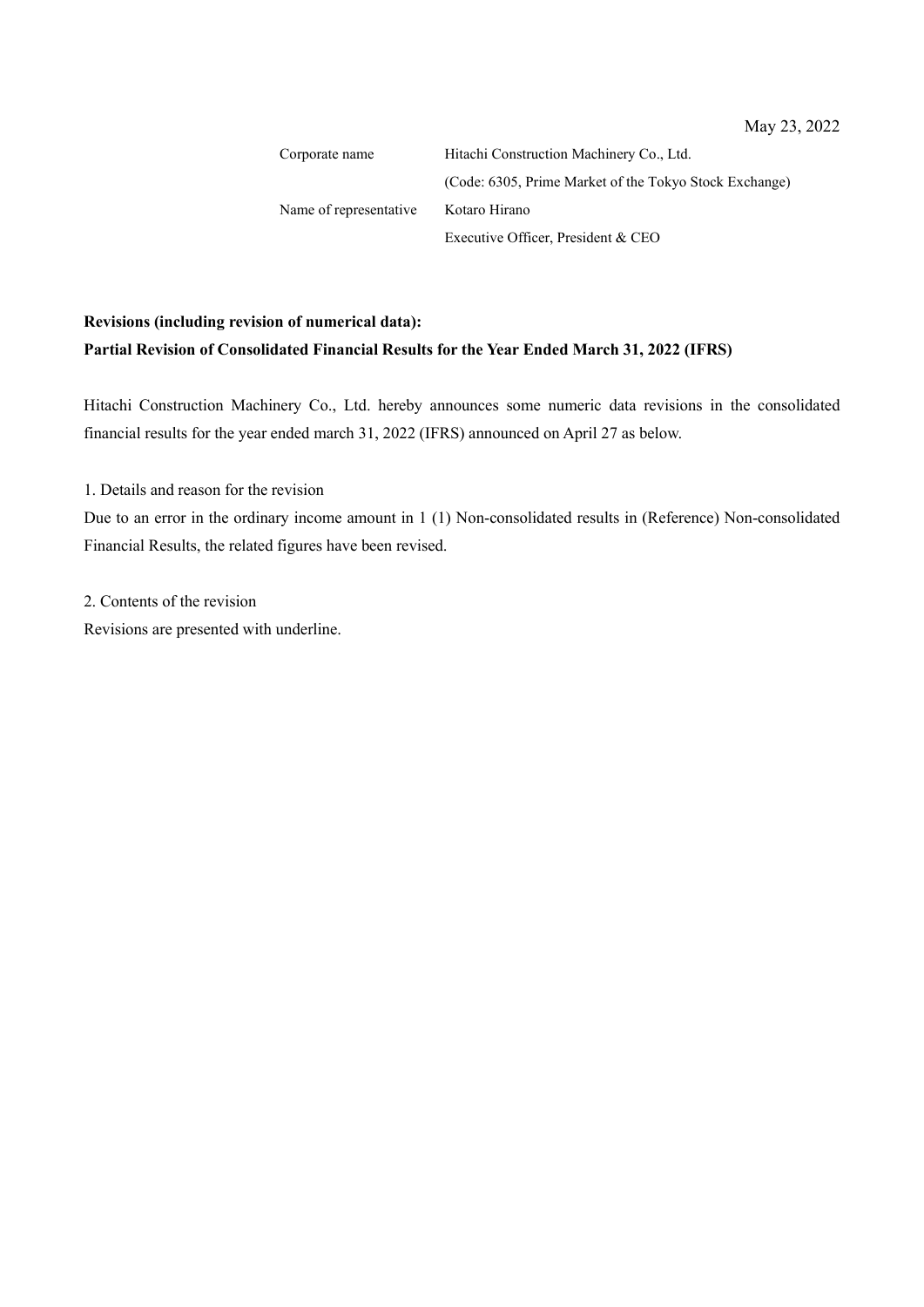May 23, 2022

| | |
|---|---|
| Corporate name | Hitachi Construction Machinery Co., Ltd. |
| | (Code: 6305, Prime Market of the Tokyo Stock Exchange) |
| Name of representative | Kotaro Hirano |
| | Executive Officer, President & CEO |

**Revisions (including revision of numerical data):**
**Partial Revision of Consolidated Financial Results for the Year Ended March 31, 2022 (IFRS)**

Hitachi Construction Machinery Co., Ltd. hereby announces some numeric data revisions in the consolidated financial results for the year ended march 31, 2022 (IFRS) announced on April 27 as below.

1. Details and reason for the revision

Due to an error in the ordinary income amount in 1 (1) Non-consolidated results in (Reference) Non-consolidated Financial Results, the related figures have been revised.

2. Contents of the revision

Revisions are presented with underline.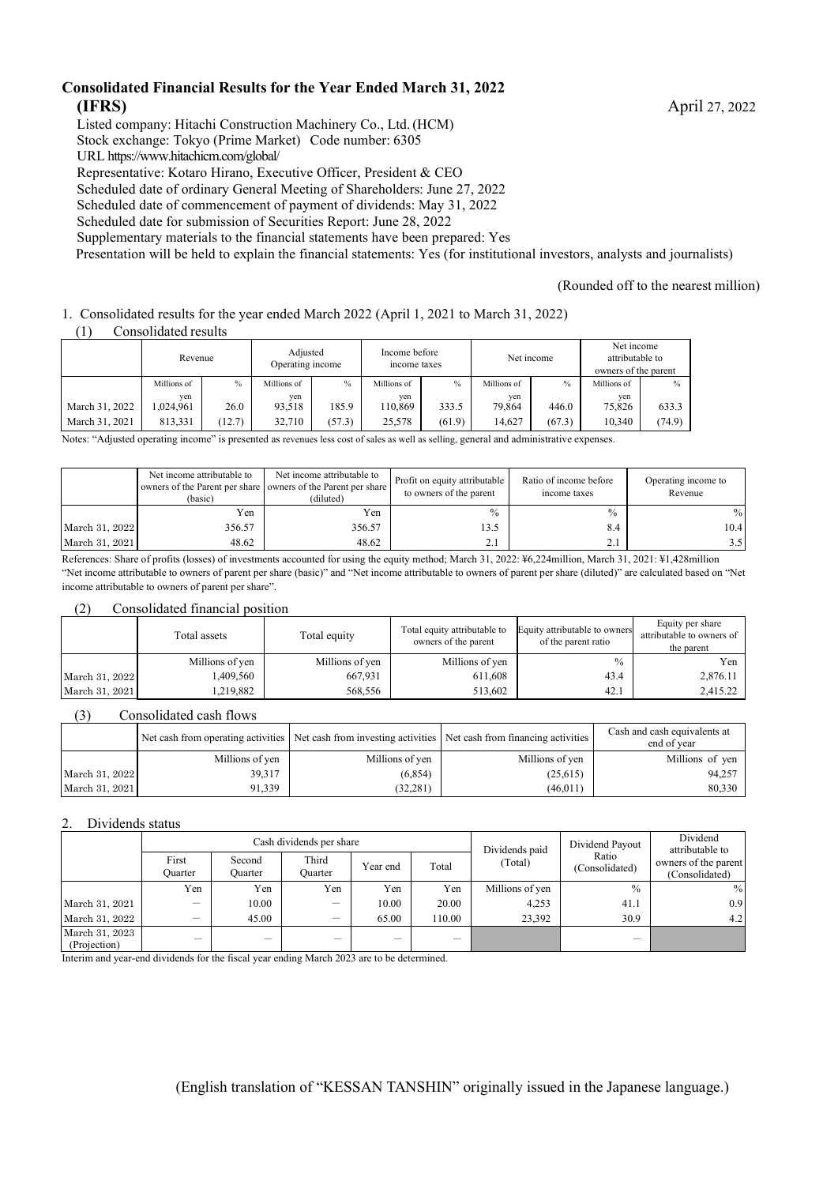# Consolidated Financial Results for the Year Ended March 31, 2022

**(IFRS)** April 27, 2022

Listed company: Hitachi Construction Machinery Co., Ltd. (HCM)
Stock exchange: Tokyo (Prime Market) Code number: 6305
URL https://www.hitachicm.com/global/
Representative: Kotaro Hirano, Executive Officer, President & CEO
Scheduled date of ordinary General Meeting of Shareholders: June 27, 2022
Scheduled date of commencement of payment of dividends: May 31, 2022
Scheduled date for submission of Securities Report: June 28, 2022
Supplementary materials to the financial statements have been prepared: Yes
Presentation will be held to explain the financial statements: Yes (for institutional investors, analysts and journalists)

(Rounded off to the nearest million)

1. Consolidated results for the year ended March 2022 (April 1, 2021 to March 31, 2022)

(1) Consolidated results

| | Revenue | | Adjusted Operating income | | Income before income taxes | | Net income | | Net income attributable to owners of the parent | |
|---|---|---|---|---|---|---|---|---|---|---|
| | Millions of yen | % | Millions of yen | % | Millions of yen | % | Millions of yen | % | Millions of yen | % |
| March 31, 2022 | 1,024,961 | 26.0 | 93,518 | 185.9 | 110,869 | 333.5 | 79,864 | 446.0 | 75,826 | 633.3 |
| March 31, 2021 | 813,331 | (12.7) | 32,710 | (57.3) | 25,578 | (61.9) | 14,627 | (67.3) | 10,340 | (74.9) |

Notes: "Adjusted operating income" is presented as revenues less cost of sales as well as selling, general and administrative expenses.

| | Net income attributable to owners of the Parent per share (basic) | Net income attributable to owners of the Parent per share (diluted) | Profit on equity attributable to owners of the parent | Ratio of income before income taxes | Operating income to Revenue |
|---|---|---|---|---|---|
| | Yen | Yen | % | % | % |
| March 31, 2022 | 356.57 | 356.57 | 13.5 | 8.4 | 10.4 |
| March 31, 2021 | 48.62 | 48.62 | 2.1 | 2.1 | 3.5 |

References: Share of profits (losses) of investments accounted for using the equity method; March 31, 2022: ¥6,224million, March 31, 2021: ¥1,428million
"Net income attributable to owners of parent per share (basic)" and "Net income attributable to owners of parent per share (diluted)" are calculated based on "Net income attributable to owners of parent per share".

(2) Consolidated financial position

| | Total assets | Total equity | Total equity attributable to owners of the parent | Equity attributable to owners of the parent ratio | Equity per share attributable to owners of the parent |
|---|---|---|---|---|---|
| | Millions of yen | Millions of yen | Millions of yen | % | Yen |
| March 31, 2022 | 1,409,560 | 667,931 | 611,608 | 43.4 | 2,876.11 |
| March 31, 2021 | 1,219,882 | 568,556 | 513,602 | 42.1 | 2,415.22 |

(3) Consolidated cash flows

| | Net cash from operating activities | Net cash from investing activities | Net cash from financing activities | Cash and cash equivalents at end of year |
|---|---|---|---|---|
| | Millions of yen | Millions of yen | Millions of yen | Millions of yen |
| March 31, 2022 | 39,317 | (6,854) | (25,615) | 94,257 |
| March 31, 2021 | 91,339 | (32,281) | (46,011) | 80,330 |

2. Dividends status

| | Cash dividends per share | | | | | Dividends paid (Total) | Dividend Payout Ratio (Consolidated) | Dividend attributable to owners of the parent (Consolidated) |
|---|---|---|---|---|---|---|---|---|
| | First Quarter | Second Quarter | Third Quarter | Year end | Total | | | |
| | Yen | Yen | Yen | Yen | Yen | Millions of yen | % | % |
| March 31, 2021 | – | 10.00 | – | 10.00 | 20.00 | 4,253 | 41.1 | 0.9 |
| March 31, 2022 | – | 45.00 | – | 65.00 | 110.00 | 23,392 | 30.9 | 4.2 |
| March 31, 2023 (Projection) | – | – | – | – | – | | – | |

Interim and year-end dividends for the fiscal year ending March 2023 are to be determined.

(English translation of "KESSAN TANSHIN" originally issued in the Japanese language.)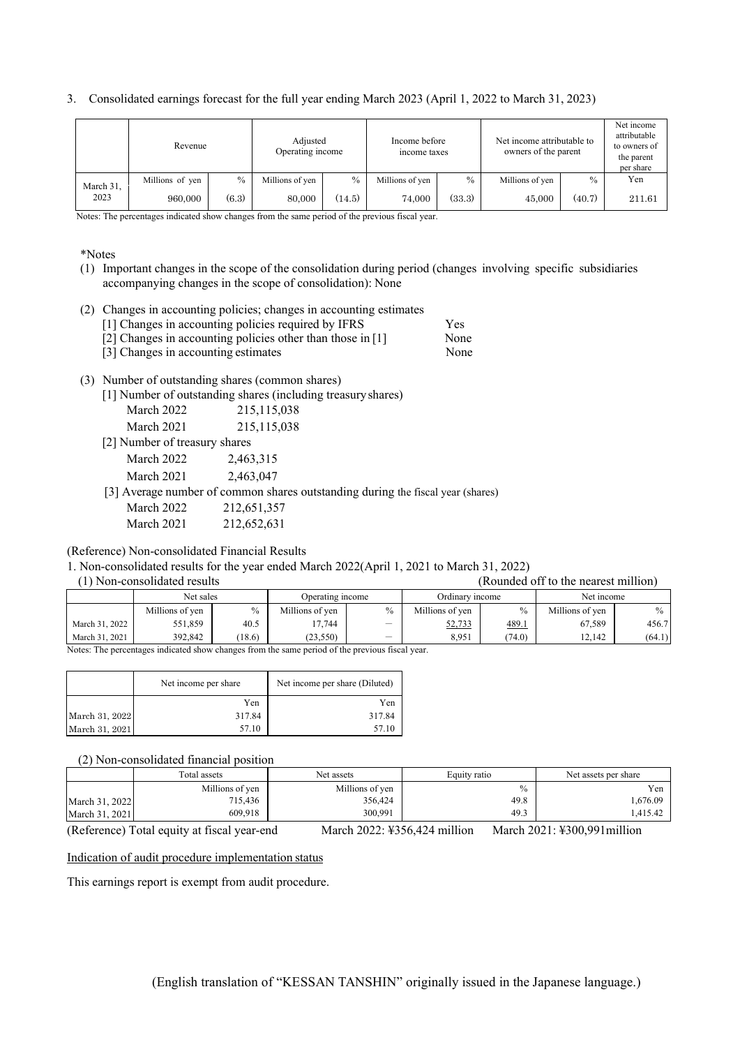3. Consolidated earnings forecast for the full year ending March 2023 (April 1, 2022 to March 31, 2023)

| | Revenue | | Adjusted Operating income | | Income before income taxes | | Net income attributable to owners of the parent | | Net income attributable to owners of the parent per share |
|---|---|---|---|---|---|---|---|---|---|
| | Millions of yen | % | Millions of yen | % | Millions of yen | % | Millions of yen | % | Yen |
| March 31, 2023 | 960,000 | (6.3) | 80,000 | (14.5) | 74,000 | (33.3) | 45,000 | (40.7) | 211.61 |

Notes: The percentages indicated show changes from the same period of the previous fiscal year.

*Notes

(1) Important changes in the scope of the consolidation during period (changes involving specific subsidiaries accompanying changes in the scope of consolidation): None

(2) Changes in accounting policies; changes in accounting estimates

[1] Changes in accounting policies required by IFRS: Yes
[2] Changes in accounting policies other than those in [1]: None
[3] Changes in accounting estimates: None

(3) Number of outstanding shares (common shares)

[1] Number of outstanding shares (including treasury shares)
March 2022: 215,115,038
March 2021: 215,115,038

[2] Number of treasury shares
March 2022: 2,463,315
March 2021: 2,463,047

[3] Average number of common shares outstanding during the fiscal year (shares)
March 2022: 212,651,357
March 2021: 212,652,631

(Reference) Non-consolidated Financial Results

1. Non-consolidated results for the year ended March 2022(April 1, 2021 to March 31, 2022)

(1) Non-consolidated results (Rounded off to the nearest million)

| | Net sales | | Operating income | | Ordinary income | | Net income | |
|---|---|---|---|---|---|---|---|---|
| | Millions of yen | % | Millions of yen | % | Millions of yen | % | Millions of yen | % |
| March 31, 2022 | 551,859 | 40.5 | 17,744 | — | 52,733 | 489.1 | 67,589 | 456.7 |
| March 31, 2021 | 392,842 | (18.6) | (23,550) | — | 8,951 | (74.0) | 12,142 | (64.1) |

Notes: The percentages indicated show changes from the same period of the previous fiscal year.

| | Net income per share | Net income per share (Diluted) |
|---|---|---|
| | Yen | Yen |
| March 31, 2022 | 317.84 | 317.84 |
| March 31, 2021 | 57.10 | 57.10 |

(2) Non-consolidated financial position

| | Total assets | Net assets | Equity ratio | Net assets per share |
|---|---|---|---|---|
| | Millions of yen | Millions of yen | % | Yen |
| March 31, 2022 | 715,436 | 356,424 | 49.8 | 1,676.09 |
| March 31, 2021 | 609,918 | 300,991 | 49.3 | 1,415.42 |

(Reference) Total equity at fiscal year-end March 2022: ¥356,424 million March 2021: ¥300,991million

Indication of audit procedure implementation status

This earnings report is exempt from audit procedure.

(English translation of "KESSAN TANSHIN" originally issued in the Japanese language.)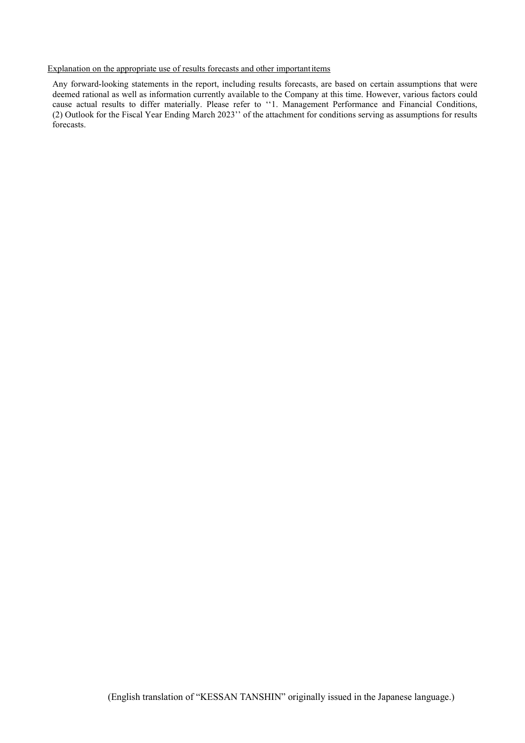Explanation on the appropriate use of results forecasts and other important items

Any forward-looking statements in the report, including results forecasts, are based on certain assumptions that were deemed rational as well as information currently available to the Company at this time. However, various factors could cause actual results to differ materially. Please refer to ''1. Management Performance and Financial Conditions, (2) Outlook for the Fiscal Year Ending March 2023'' of the attachment for conditions serving as assumptions for results forecasts.

(English translation of "KESSAN TANSHIN" originally issued in the Japanese language.)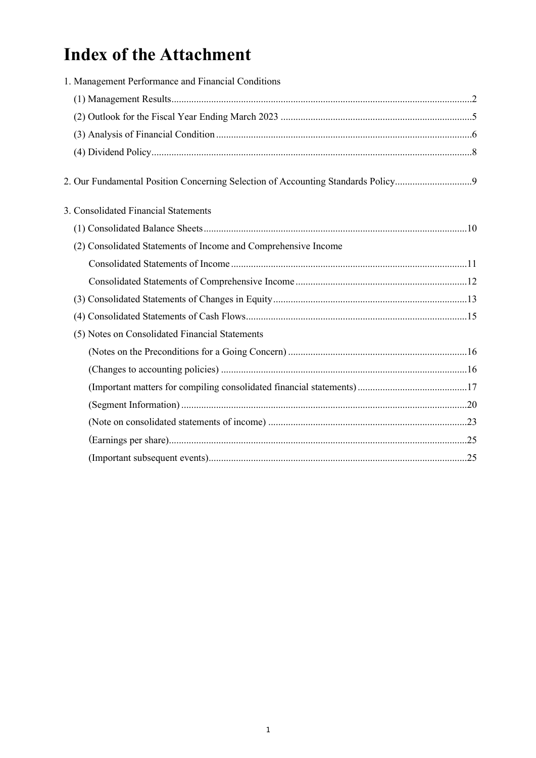# Index of the Attachment

1. Management Performance and Financial Conditions
   - (1) Management Results....................................................................2
   - (2) Outlook for the Fiscal Year Ending March 2023 ....................................................................5
   - (3) Analysis of Financial Condition....................................................................6
   - (4) Dividend Policy....................................................................8

2. Our Fundamental Position Concerning Selection of Accounting Standards Policy....................................................................9

3. Consolidated Financial Statements
   - (1) Consolidated Balance Sheets....................................................................10
   - (2) Consolidated Statements of Income and Comprehensive Income
     - Consolidated Statements of Income....................................................................11
     - Consolidated Statements of Comprehensive Income....................................................................12
   - (3) Consolidated Statements of Changes in Equity....................................................................13
   - (4) Consolidated Statements of Cash Flows....................................................................15
   - (5) Notes on Consolidated Financial Statements
     - (Notes on the Preconditions for a Going Concern) ....................................................................16
     - (Changes to accounting policies) ....................................................................16
     - (Important matters for compiling consolidated financial statements)....................................................................17
     - (Segment Information) ....................................................................20
     - (Note on consolidated statements of income) ....................................................................23
     - (Earnings per share)....................................................................25
     - (Important subsequent events)....................................................................25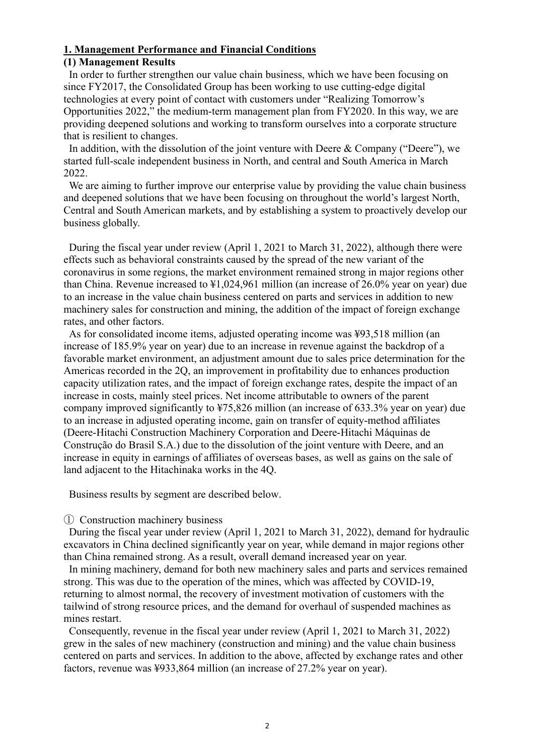## 1. Management Performance and Financial Conditions

### (1) Management Results

In order to further strengthen our value chain business, which we have been focusing on since FY2017, the Consolidated Group has been working to use cutting-edge digital technologies at every point of contact with customers under "Realizing Tomorrow's Opportunities 2022," the medium-term management plan from FY2020. In this way, we are providing deepened solutions and working to transform ourselves into a corporate structure that is resilient to changes.

In addition, with the dissolution of the joint venture with Deere & Company ("Deere"), we started full-scale independent business in North, and central and South America in March 2022.

We are aiming to further improve our enterprise value by providing the value chain business and deepened solutions that we have been focusing on throughout the world's largest North, Central and South American markets, and by establishing a system to proactively develop our business globally.

During the fiscal year under review (April 1, 2021 to March 31, 2022), although there were effects such as behavioral constraints caused by the spread of the new variant of the coronavirus in some regions, the market environment remained strong in major regions other than China. Revenue increased to ¥1,024,961 million (an increase of 26.0% year on year) due to an increase in the value chain business centered on parts and services in addition to new machinery sales for construction and mining, the addition of the impact of foreign exchange rates, and other factors.

As for consolidated income items, adjusted operating income was ¥93,518 million (an increase of 185.9% year on year) due to an increase in revenue against the backdrop of a favorable market environment, an adjustment amount due to sales price determination for the Americas recorded in the 2Q, an improvement in profitability due to enhances production capacity utilization rates, and the impact of foreign exchange rates, despite the impact of an increase in costs, mainly steel prices. Net income attributable to owners of the parent company improved significantly to ¥75,826 million (an increase of 633.3% year on year) due to an increase in adjusted operating income, gain on transfer of equity-method affiliates (Deere-Hitachi Construction Machinery Corporation and Deere-Hitachi Máquinas de Construção do Brasil S.A.) due to the dissolution of the joint venture with Deere, and an increase in equity in earnings of affiliates of overseas bases, as well as gains on the sale of land adjacent to the Hitachinaka works in the 4Q.

Business results by segment are described below.

① Construction machinery business

During the fiscal year under review (April 1, 2021 to March 31, 2022), demand for hydraulic excavators in China declined significantly year on year, while demand in major regions other than China remained strong. As a result, overall demand increased year on year.

In mining machinery, demand for both new machinery sales and parts and services remained strong. This was due to the operation of the mines, which was affected by COVID-19, returning to almost normal, the recovery of investment motivation of customers with the tailwind of strong resource prices, and the demand for overhaul of suspended machines as mines restart.

Consequently, revenue in the fiscal year under review (April 1, 2021 to March 31, 2022) grew in the sales of new machinery (construction and mining) and the value chain business centered on parts and services. In addition to the above, affected by exchange rates and other factors, revenue was ¥933,864 million (an increase of 27.2% year on year).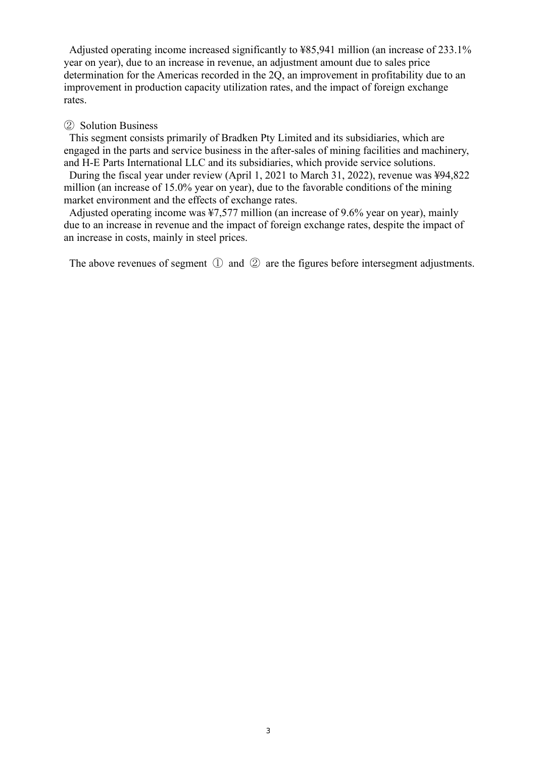Adjusted operating income increased significantly to ¥85,941 million (an increase of 233.1% year on year), due to an increase in revenue, an adjustment amount due to sales price determination for the Americas recorded in the 2Q, an improvement in profitability due to an improvement in production capacity utilization rates, and the impact of foreign exchange rates.

② Solution Business

This segment consists primarily of Bradken Pty Limited and its subsidiaries, which are engaged in the parts and service business in the after-sales of mining facilities and machinery, and H-E Parts International LLC and its subsidiaries, which provide service solutions.

During the fiscal year under review (April 1, 2021 to March 31, 2022), revenue was ¥94,822 million (an increase of 15.0% year on year), due to the favorable conditions of the mining market environment and the effects of exchange rates.

Adjusted operating income was ¥7,577 million (an increase of 9.6% year on year), mainly due to an increase in revenue and the impact of foreign exchange rates, despite the impact of an increase in costs, mainly in steel prices.

The above revenues of segment ① and ② are the figures before intersegment adjustments.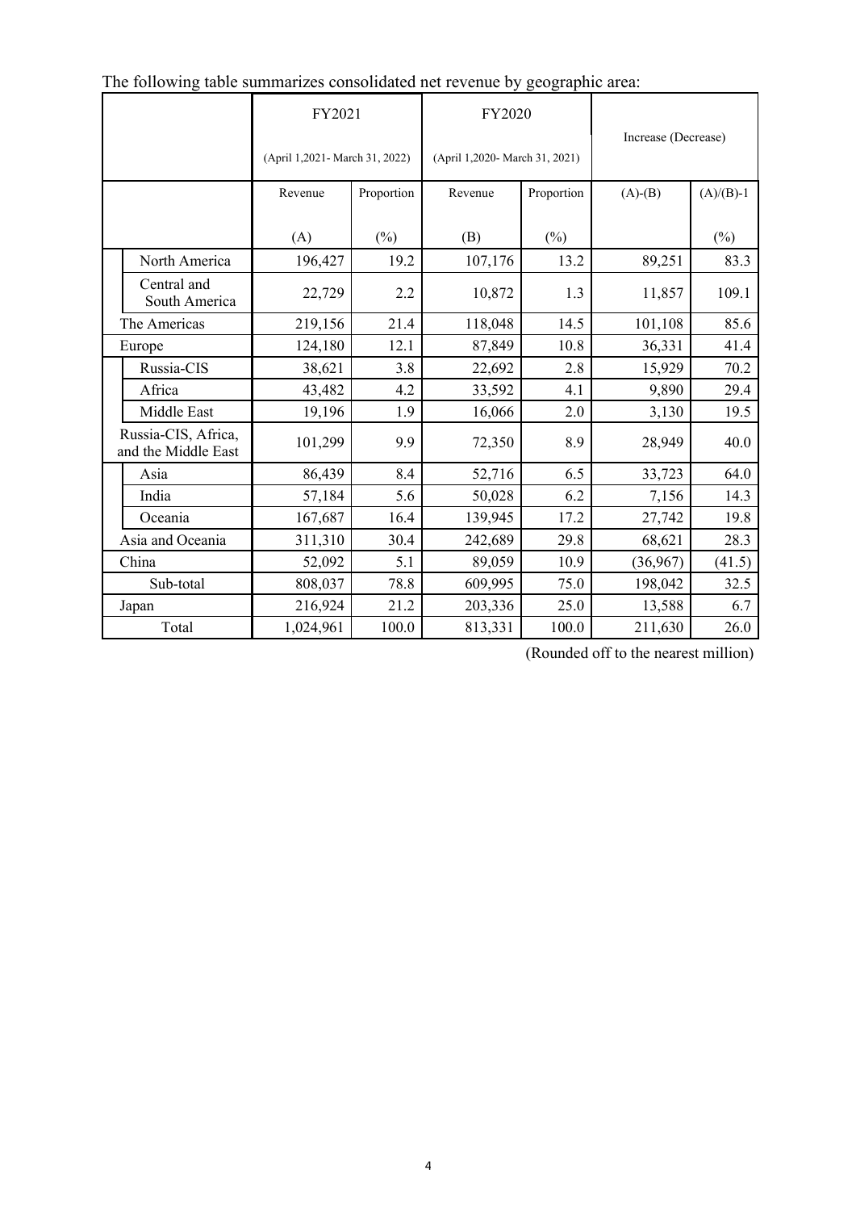The following table summarizes consolidated net revenue by geographic area:

| | FY2021 (April 1,2021- March 31, 2022) | | FY2020 (April 1,2020- March 31, 2021) | | Increase (Decrease) | |
|---|---|---|---|---|---|---|
| | Revenue (A) | Proportion (%) | Revenue (B) | Proportion (%) | (A)-(B) | (A)/(B)-1 (%) |
| North America | 196,427 | 19.2 | 107,176 | 13.2 | 89,251 | 83.3 |
| Central and South America | 22,729 | 2.2 | 10,872 | 1.3 | 11,857 | 109.1 |
| The Americas | 219,156 | 21.4 | 118,048 | 14.5 | 101,108 | 85.6 |
| Europe | 124,180 | 12.1 | 87,849 | 10.8 | 36,331 | 41.4 |
| Russia-CIS | 38,621 | 3.8 | 22,692 | 2.8 | 15,929 | 70.2 |
| Africa | 43,482 | 4.2 | 33,592 | 4.1 | 9,890 | 29.4 |
| Middle East | 19,196 | 1.9 | 16,066 | 2.0 | 3,130 | 19.5 |
| Russia-CIS, Africa, and the Middle East | 101,299 | 9.9 | 72,350 | 8.9 | 28,949 | 40.0 |
| Asia | 86,439 | 8.4 | 52,716 | 6.5 | 33,723 | 64.0 |
| India | 57,184 | 5.6 | 50,028 | 6.2 | 7,156 | 14.3 |
| Oceania | 167,687 | 16.4 | 139,945 | 17.2 | 27,742 | 19.8 |
| Asia and Oceania | 311,310 | 30.4 | 242,689 | 29.8 | 68,621 | 28.3 |
| China | 52,092 | 5.1 | 89,059 | 10.9 | (36,967) | (41.5) |
| Sub-total | 808,037 | 78.8 | 609,995 | 75.0 | 198,042 | 32.5 |
| Japan | 216,924 | 21.2 | 203,336 | 25.0 | 13,588 | 6.7 |
| Total | 1,024,961 | 100.0 | 813,331 | 100.0 | 211,630 | 26.0 |

(Rounded off to the nearest million)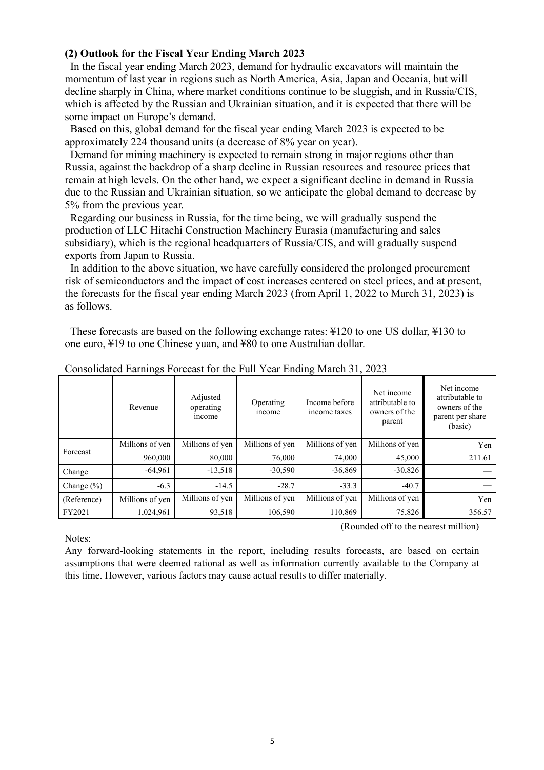### (2) Outlook for the Fiscal Year Ending March 2023

In the fiscal year ending March 2023, demand for hydraulic excavators will maintain the momentum of last year in regions such as North America, Asia, Japan and Oceania, but will decline sharply in China, where market conditions continue to be sluggish, and in Russia/CIS, which is affected by the Russian and Ukrainian situation, and it is expected that there will be some impact on Europe's demand.

Based on this, global demand for the fiscal year ending March 2023 is expected to be approximately 224 thousand units (a decrease of 8% year on year).

Demand for mining machinery is expected to remain strong in major regions other than Russia, against the backdrop of a sharp decline in Russian resources and resource prices that remain at high levels. On the other hand, we expect a significant decline in demand in Russia due to the Russian and Ukrainian situation, so we anticipate the global demand to decrease by 5% from the previous year.

Regarding our business in Russia, for the time being, we will gradually suspend the production of LLC Hitachi Construction Machinery Eurasia (manufacturing and sales subsidiary), which is the regional headquarters of Russia/CIS, and will gradually suspend exports from Japan to Russia.

In addition to the above situation, we have carefully considered the prolonged procurement risk of semiconductors and the impact of cost increases centered on steel prices, and at present, the forecasts for the fiscal year ending March 2023 (from April 1, 2022 to March 31, 2023) is as follows.

These forecasts are based on the following exchange rates: ¥120 to one US dollar, ¥130 to one euro, ¥19 to one Chinese yuan, and ¥80 to one Australian dollar.

Consolidated Earnings Forecast for the Full Year Ending March 31, 2023

| | Revenue | Adjusted operating income | Operating income | Income before income taxes | Net income attributable to owners of the parent | Net income attributable to owners of the parent per share (basic) |
|---|---|---|---|---|---|---|
| Forecast | Millions of yen | Millions of yen | Millions of yen | Millions of yen | Millions of yen | Yen |
| | 960,000 | 80,000 | 76,000 | 74,000 | 45,000 | 211.61 |
| Change | -64,961 | -13,518 | -30,590 | -36,869 | -30,826 | — |
| Change (%) | -6.3 | -14.5 | -28.7 | -33.3 | -40.7 | — |
| (Reference) | Millions of yen | Millions of yen | Millions of yen | Millions of yen | Millions of yen | Yen |
| FY2021 | 1,024,961 | 93,518 | 106,590 | 110,869 | 75,826 | 356.57 |

(Rounded off to the nearest million)

Notes:

Any forward-looking statements in the report, including results forecasts, are based on certain assumptions that were deemed rational as well as information currently available to the Company at this time. However, various factors may cause actual results to differ materially.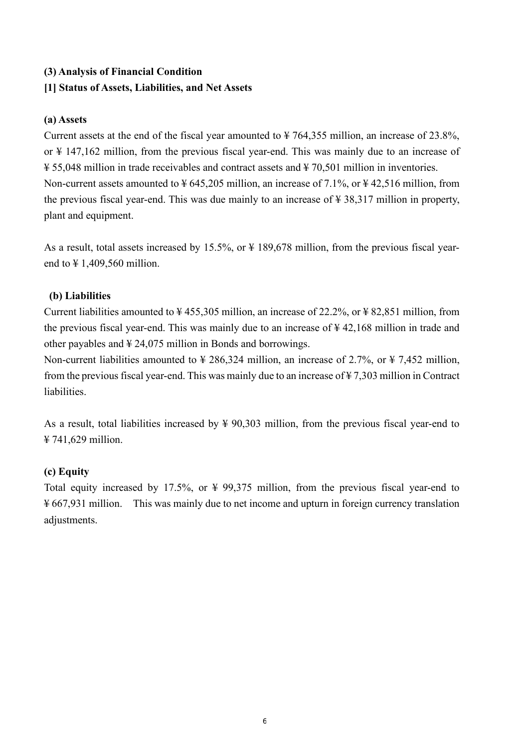### (3) Analysis of Financial Condition

### [1] Status of Assets, Liabilities, and Net Assets

#### (a) Assets

Current assets at the end of the fiscal year amounted to ¥ 764,355 million, an increase of 23.8%, or ¥ 147,162 million, from the previous fiscal year-end. This was mainly due to an increase of ¥ 55,048 million in trade receivables and contract assets and ¥ 70,501 million in inventories.
Non-current assets amounted to ¥ 645,205 million, an increase of 7.1%, or ¥ 42,516 million, from the previous fiscal year-end. This was due mainly to an increase of ¥ 38,317 million in property, plant and equipment.

As a result, total assets increased by 15.5%, or ¥ 189,678 million, from the previous fiscal year-end to ¥ 1,409,560 million.

#### (b) Liabilities

Current liabilities amounted to ¥ 455,305 million, an increase of 22.2%, or ¥ 82,851 million, from the previous fiscal year-end. This was mainly due to an increase of ¥ 42,168 million in trade and other payables and ¥ 24,075 million in Bonds and borrowings.
Non-current liabilities amounted to ¥ 286,324 million, an increase of 2.7%, or ¥ 7,452 million, from the previous fiscal year-end. This was mainly due to an increase of ¥ 7,303 million in Contract liabilities.

As a result, total liabilities increased by ¥ 90,303 million, from the previous fiscal year-end to ¥ 741,629 million.

#### (c) Equity

Total equity increased by 17.5%, or ¥ 99,375 million, from the previous fiscal year-end to ¥ 667,931 million. This was mainly due to net income and upturn in foreign currency translation adjustments.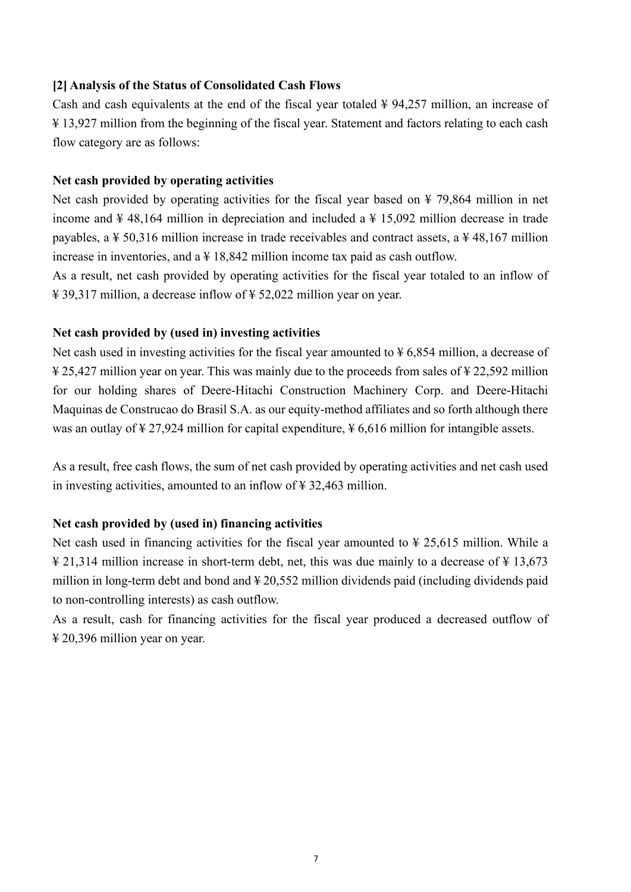## [2] Analysis of the Status of Consolidated Cash Flows

Cash and cash equivalents at the end of the fiscal year totaled ¥ 94,257 million, an increase of ¥ 13,927 million from the beginning of the fiscal year. Statement and factors relating to each cash flow category are as follows:

### Net cash provided by operating activities

Net cash provided by operating activities for the fiscal year based on ¥ 79,864 million in net income and ¥ 48,164 million in depreciation and included a ¥ 15,092 million decrease in trade payables, a ¥ 50,316 million increase in trade receivables and contract assets, a ¥ 48,167 million increase in inventories, and a ¥ 18,842 million income tax paid as cash outflow.

As a result, net cash provided by operating activities for the fiscal year totaled to an inflow of ¥ 39,317 million, a decrease inflow of ¥ 52,022 million year on year.

### Net cash provided by (used in) investing activities

Net cash used in investing activities for the fiscal year amounted to ¥ 6,854 million, a decrease of ¥ 25,427 million year on year. This was mainly due to the proceeds from sales of ¥ 22,592 million for our holding shares of Deere-Hitachi Construction Machinery Corp. and Deere-Hitachi Maquinas de Construcao do Brasil S.A. as our equity-method affiliates and so forth although there was an outlay of ¥ 27,924 million for capital expenditure, ¥ 6,616 million for intangible assets.

As a result, free cash flows, the sum of net cash provided by operating activities and net cash used in investing activities, amounted to an inflow of ¥ 32,463 million.

### Net cash provided by (used in) financing activities

Net cash used in financing activities for the fiscal year amounted to ¥ 25,615 million. While a ¥ 21,314 million increase in short-term debt, net, this was due mainly to a decrease of ¥ 13,673 million in long-term debt and bond and ¥ 20,552 million dividends paid (including dividends paid to non-controlling interests) as cash outflow.

As a result, cash for financing activities for the fiscal year produced a decreased outflow of ¥ 20,396 million year on year.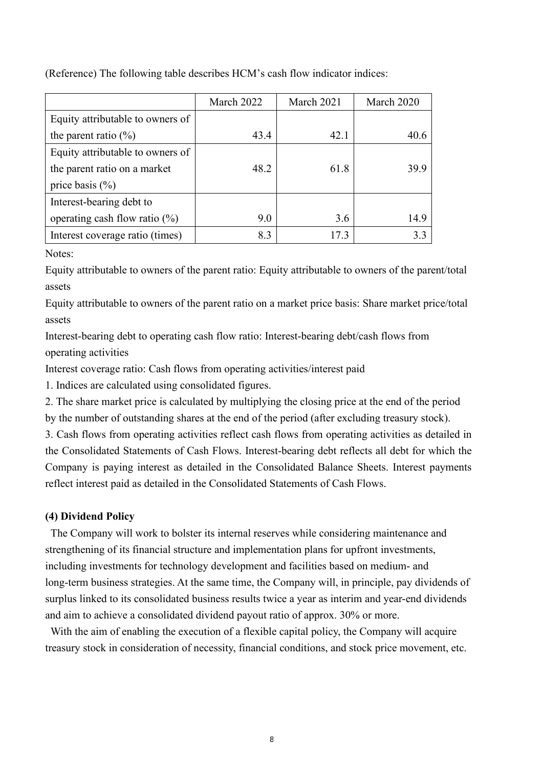(Reference) The following table describes HCM's cash flow indicator indices:

| | March 2022 | March 2021 | March 2020 |
|---|---|---|---|
| Equity attributable to owners of the parent ratio (%) | 43.4 | 42.1 | 40.6 |
| Equity attributable to owners of the parent ratio on a market price basis (%) | 48.2 | 61.8 | 39.9 |
| Interest-bearing debt to operating cash flow ratio (%) | 9.0 | 3.6 | 14.9 |
| Interest coverage ratio (times) | 8.3 | 17.3 | 3.3 |

Notes:

Equity attributable to owners of the parent ratio: Equity attributable to owners of the parent/total assets

Equity attributable to owners of the parent ratio on a market price basis: Share market price/total assets

Interest-bearing debt to operating cash flow ratio: Interest-bearing debt/cash flows from operating activities

Interest coverage ratio: Cash flows from operating activities/interest paid

1. Indices are calculated using consolidated figures.
2. The share market price is calculated by multiplying the closing price at the end of the period by the number of outstanding shares at the end of the period (after excluding treasury stock).
3. Cash flows from operating activities reflect cash flows from operating activities as detailed in the Consolidated Statements of Cash Flows. Interest-bearing debt reflects all debt for which the Company is paying interest as detailed in the Consolidated Balance Sheets. Interest payments reflect interest paid as detailed in the Consolidated Statements of Cash Flows.

**(4) Dividend Policy**

The Company will work to bolster its internal reserves while considering maintenance and strengthening of its financial structure and implementation plans for upfront investments, including investments for technology development and facilities based on medium- and long-term business strategies. At the same time, the Company will, in principle, pay dividends of surplus linked to its consolidated business results twice a year as interim and year-end dividends and aim to achieve a consolidated dividend payout ratio of approx. 30% or more.

With the aim of enabling the execution of a flexible capital policy, the Company will acquire treasury stock in consideration of necessity, financial conditions, and stock price movement, etc.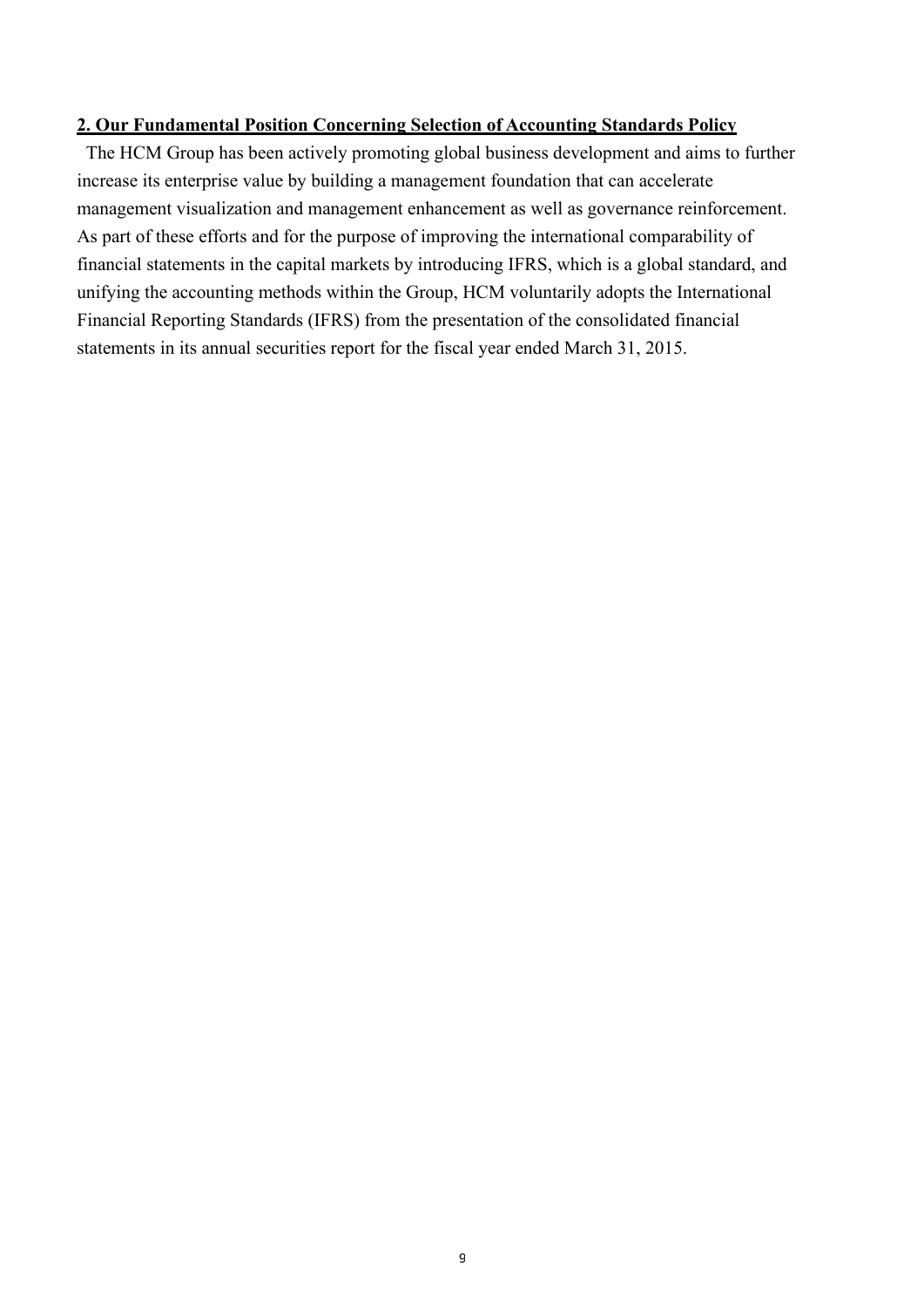## 2. Our Fundamental Position Concerning Selection of Accounting Standards Policy

The HCM Group has been actively promoting global business development and aims to further increase its enterprise value by building a management foundation that can accelerate management visualization and management enhancement as well as governance reinforcement. As part of these efforts and for the purpose of improving the international comparability of financial statements in the capital markets by introducing IFRS, which is a global standard, and unifying the accounting methods within the Group, HCM voluntarily adopts the International Financial Reporting Standards (IFRS) from the presentation of the consolidated financial statements in its annual securities report for the fiscal year ended March 31, 2015.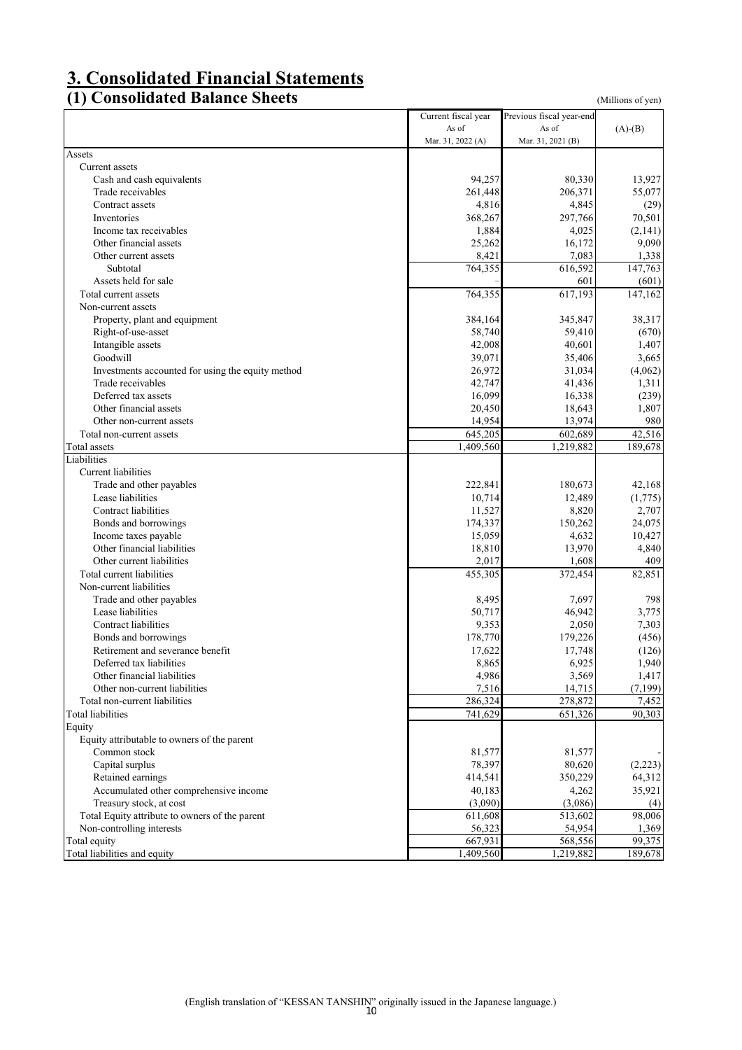# 3. Consolidated Financial Statements

## (1) Consolidated Balance Sheets

(Millions of yen)

| | Current fiscal year As of Mar. 31, 2022 (A) | Previous fiscal year-end As of Mar. 31, 2021 (B) | (A)-(B) |
|---|---|---|---|
| Assets | | | |
| Current assets | | | |
| Cash and cash equivalents | 94,257 | 80,330 | 13,927 |
| Trade receivables | 261,448 | 206,371 | 55,077 |
| Contract assets | 4,816 | 4,845 | (29) |
| Inventories | 368,267 | 297,766 | 70,501 |
| Income tax receivables | 1,884 | 4,025 | (2,141) |
| Other financial assets | 25,262 | 16,172 | 9,090 |
| Other current assets | 8,421 | 7,083 | 1,338 |
| Subtotal | 764,355 | 616,592 | 147,763 |
| Assets held for sale | – | 601 | (601) |
| Total current assets | 764,355 | 617,193 | 147,162 |
| Non-current assets | | | |
| Property, plant and equipment | 384,164 | 345,847 | 38,317 |
| Right-of-use-asset | 58,740 | 59,410 | (670) |
| Intangible assets | 42,008 | 40,601 | 1,407 |
| Goodwill | 39,071 | 35,406 | 3,665 |
| Investments accounted for using the equity method | 26,972 | 31,034 | (4,062) |
| Trade receivables | 42,747 | 41,436 | 1,311 |
| Deferred tax assets | 16,099 | 16,338 | (239) |
| Other financial assets | 20,450 | 18,643 | 1,807 |
| Other non-current assets | 14,954 | 13,974 | 980 |
| Total non-current assets | 645,205 | 602,689 | 42,516 |
| Total assets | 1,409,560 | 1,219,882 | 189,678 |
| Liabilities | | | |
| Current liabilities | | | |
| Trade and other payables | 222,841 | 180,673 | 42,168 |
| Lease liabilities | 10,714 | 12,489 | (1,775) |
| Contract liabilities | 11,527 | 8,820 | 2,707 |
| Bonds and borrowings | 174,337 | 150,262 | 24,075 |
| Income taxes payable | 15,059 | 4,632 | 10,427 |
| Other financial liabilities | 18,810 | 13,970 | 4,840 |
| Other current liabilities | 2,017 | 1,608 | 409 |
| Total current liabilities | 455,305 | 372,454 | 82,851 |
| Non-current liabilities | | | |
| Trade and other payables | 8,495 | 7,697 | 798 |
| Lease liabilities | 50,717 | 46,942 | 3,775 |
| Contract liabilities | 9,353 | 2,050 | 7,303 |
| Bonds and borrowings | 178,770 | 179,226 | (456) |
| Retirement and severance benefit | 17,622 | 17,748 | (126) |
| Deferred tax liabilities | 8,865 | 6,925 | 1,940 |
| Other financial liabilities | 4,986 | 3,569 | 1,417 |
| Other non-current liabilities | 7,516 | 14,715 | (7,199) |
| Total non-current liabilities | 286,324 | 278,872 | 7,452 |
| Total liabilities | 741,629 | 651,326 | 90,303 |
| Equity | | | |
| Equity attributable to owners of the parent | | | |
| Common stock | 81,577 | 81,577 | - |
| Capital surplus | 78,397 | 80,620 | (2,223) |
| Retained earnings | 414,541 | 350,229 | 64,312 |
| Accumulated other comprehensive income | 40,183 | 4,262 | 35,921 |
| Treasury stock, at cost | (3,090) | (3,086) | (4) |
| Total Equity attribute to owners of the parent | 611,608 | 513,602 | 98,006 |
| Non-controlling interests | 56,323 | 54,954 | 1,369 |
| Total equity | 667,931 | 568,556 | 99,375 |
| Total liabilities and equity | 1,409,560 | 1,219,882 | 189,678 |

(English translation of "KESSAN TANSHIN" originally issued in the Japanese language.)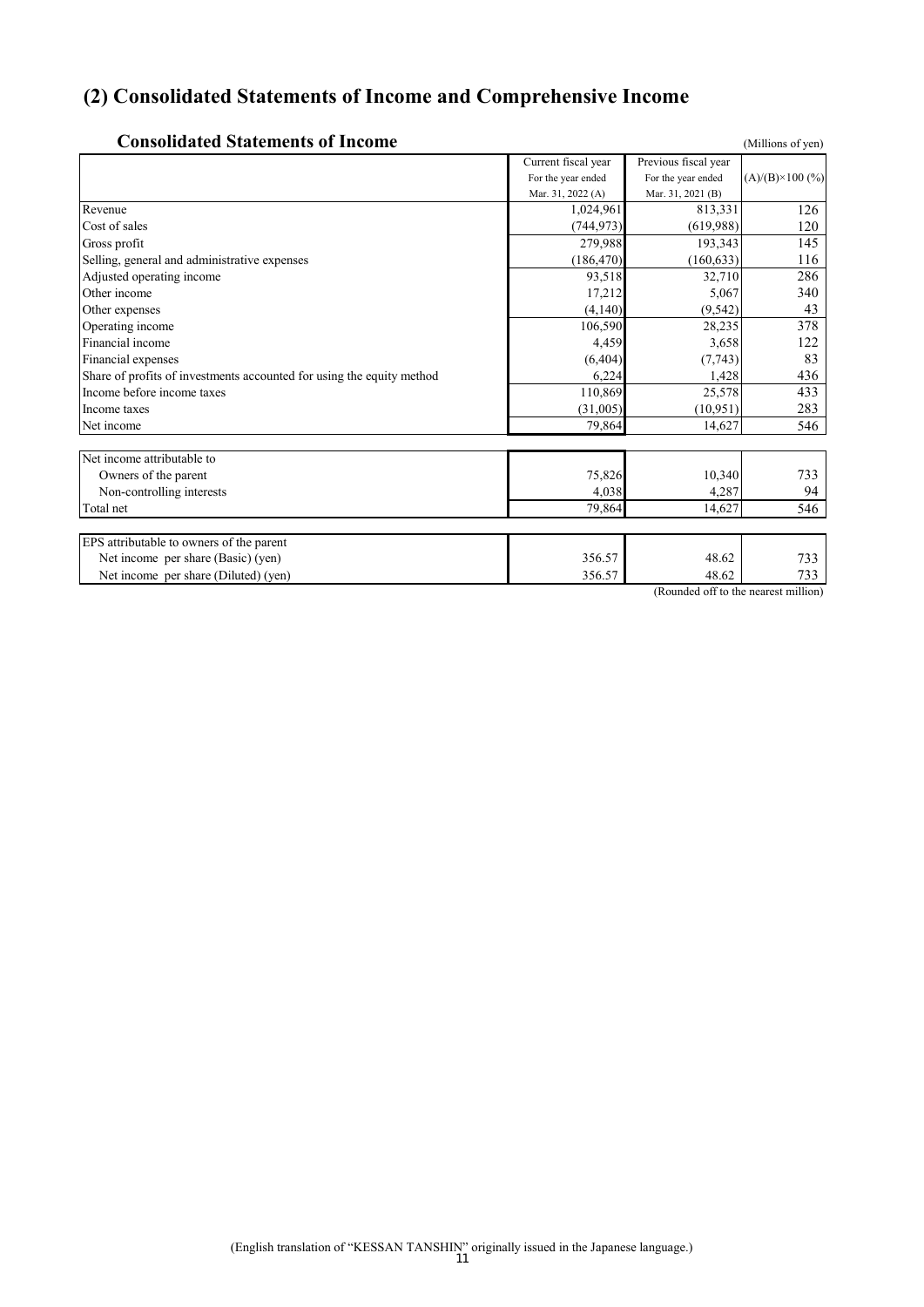## (2) Consolidated Statements of Income and Comprehensive Income

### Consolidated Statements of Income

(Millions of yen)

| | Current fiscal year For the year ended Mar. 31, 2022 (A) | Previous fiscal year For the year ended Mar. 31, 2021 (B) | (A)/(B)×100 (%) |
|---|---|---|---|
| Revenue | 1,024,961 | 813,331 | 126 |
| Cost of sales | (744,973) | (619,988) | 120 |
| Gross profit | 279,988 | 193,343 | 145 |
| Selling, general and administrative expenses | (186,470) | (160,633) | 116 |
| Adjusted operating income | 93,518 | 32,710 | 286 |
| Other income | 17,212 | 5,067 | 340 |
| Other expenses | (4,140) | (9,542) | 43 |
| Operating income | 106,590 | 28,235 | 378 |
| Financial income | 4,459 | 3,658 | 122 |
| Financial expenses | (6,404) | (7,743) | 83 |
| Share of profits of investments accounted for using the equity method | 6,224 | 1,428 | 436 |
| Income before income taxes | 110,869 | 25,578 | 433 |
| Income taxes | (31,005) | (10,951) | 283 |
| Net income | 79,864 | 14,627 | 546 |
| | | | |
| Net income attributable to | | | |
| Owners of the parent | 75,826 | 10,340 | 733 |
| Non-controlling interests | 4,038 | 4,287 | 94 |
| Total net | 79,864 | 14,627 | 546 |
| | | | |
| EPS attributable to owners of the parent | | | |
| Net income per share (Basic) (yen) | 356.57 | 48.62 | 733 |
| Net income per share (Diluted) (yen) | 356.57 | 48.62 | 733 |

(Rounded off to the nearest million)

(English translation of "KESSAN TANSHIN" originally issued in the Japanese language.)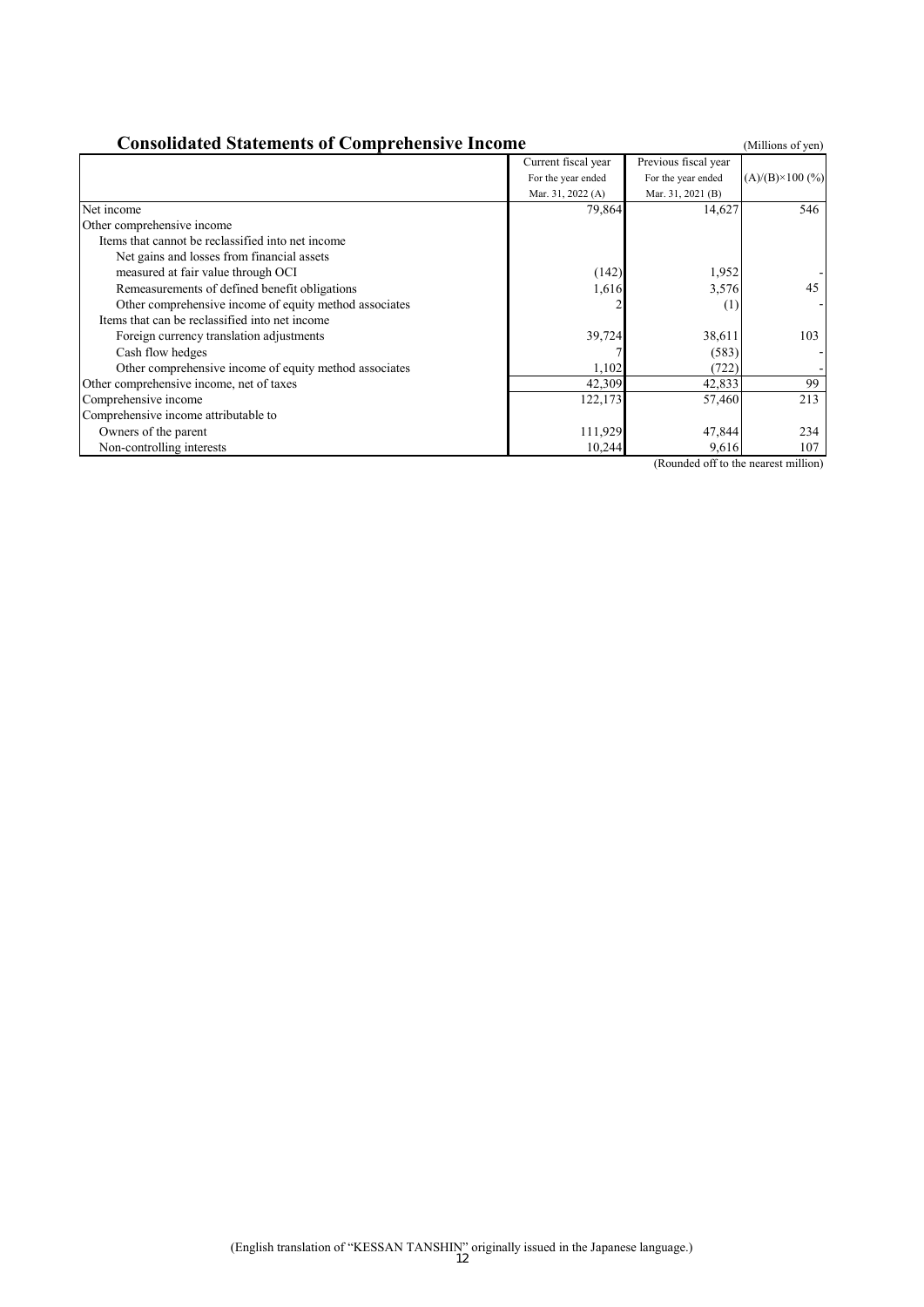## Consolidated Statements of Comprehensive Income

(Millions of yen)

| | Current fiscal year For the year ended Mar. 31, 2022 (A) | Previous fiscal year For the year ended Mar. 31, 2021 (B) | (A)/(B)×100 (%) |
|---|---|---|---|
| Net income | 79,864 | 14,627 | 546 |
| Other comprehensive income | | | |
| Items that cannot be reclassified into net income | | | |
| Net gains and losses from financial assets measured at fair value through OCI | (142) | 1,952 | - |
| Remeasurements of defined benefit obligations | 1,616 | 3,576 | 45 |
| Other comprehensive income of equity method associates | 2 | (1) | - |
| Items that can be reclassified into net income | | | |
| Foreign currency translation adjustments | 39,724 | 38,611 | 103 |
| Cash flow hedges | 7 | (583) | - |
| Other comprehensive income of equity method associates | 1,102 | (722) | - |
| Other comprehensive income, net of taxes | 42,309 | 42,833 | 99 |
| Comprehensive income | 122,173 | 57,460 | 213 |
| Comprehensive income attributable to | | | |
| Owners of the parent | 111,929 | 47,844 | 234 |
| Non-controlling interests | 10,244 | 9,616 | 107 |

(Rounded off to the nearest million)

(English translation of "KESSAN TANSHIN" originally issued in the Japanese language.)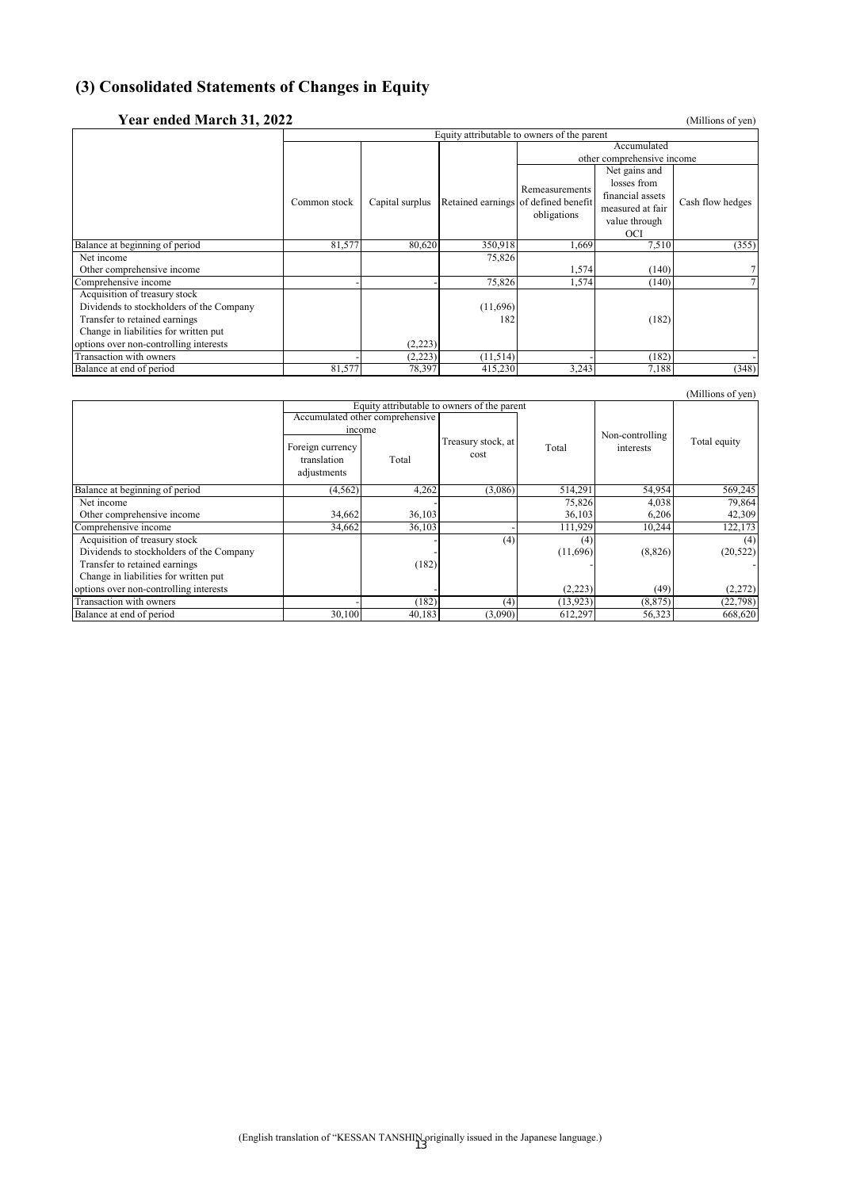## (3) Consolidated Statements of Changes in Equity

### Year ended March 31, 2022

(Millions of yen)

| | Equity attributable to owners of the parent | | | | | |
|---|---|---|---|---|---|---|
| | | | | Accumulated other comprehensive income | | |
| | Common stock | Capital surplus | Retained earnings | Remeasurements of defined benefit obligations | Net gains and losses from financial assets measured at fair value through OCI | Cash flow hedges |
| Balance at beginning of period | 81,577 | 80,620 | 350,918 | 1,669 | 7,510 | (355) |
| Net income | | | 75,826 | | | |
| Other comprehensive income | | | | 1,574 | (140) | 7 |
| Comprehensive income | - | - | 75,826 | 1,574 | (140) | 7 |
| Acquisition of treasury stock | | | | | | |
| Dividends to stockholders of the Company | | | (11,696) | | | |
| Transfer to retained earnings | | | 182 | | (182) | |
| Change in liabilities for written put options over non-controlling interests | | (2,223) | | | | |
| Transaction with owners | - | (2,223) | (11,514) | - | (182) | - |
| Balance at end of period | 81,577 | 78,397 | 415,230 | 3,243 | 7,188 | (348) |

(Millions of yen)

| | Equity attributable to owners of the parent | | | | | |
|---|---|---|---|---|---|---|
| | Accumulated other comprehensive income | | | | | |
| | Foreign currency translation adjustments | Total | Treasury stock, at cost | Total | Non-controlling interests | Total equity |
| Balance at beginning of period | (4,562) | 4,262 | (3,086) | 514,291 | 54,954 | 569,245 |
| Net income | | - | | 75,826 | 4,038 | 79,864 |
| Other comprehensive income | 34,662 | 36,103 | | 36,103 | 6,206 | 42,309 |
| Comprehensive income | 34,662 | 36,103 | - | 111,929 | 10,244 | 122,173 |
| Acquisition of treasury stock | | - | (4) | (4) | | (4) |
| Dividends to stockholders of the Company | | - | | (11,696) | (8,826) | (20,522) |
| Transfer to retained earnings | | (182) | | - | | - |
| Change in liabilities for written put options over non-controlling interests | | - | | (2,223) | (49) | (2,272) |
| Transaction with owners | - | (182) | (4) | (13,923) | (8,875) | (22,798) |
| Balance at end of period | 30,100 | 40,183 | (3,090) | 612,297 | 56,323 | 668,620 |

(English translation of "KESSAN TANSHIN" originally issued in the Japanese language.)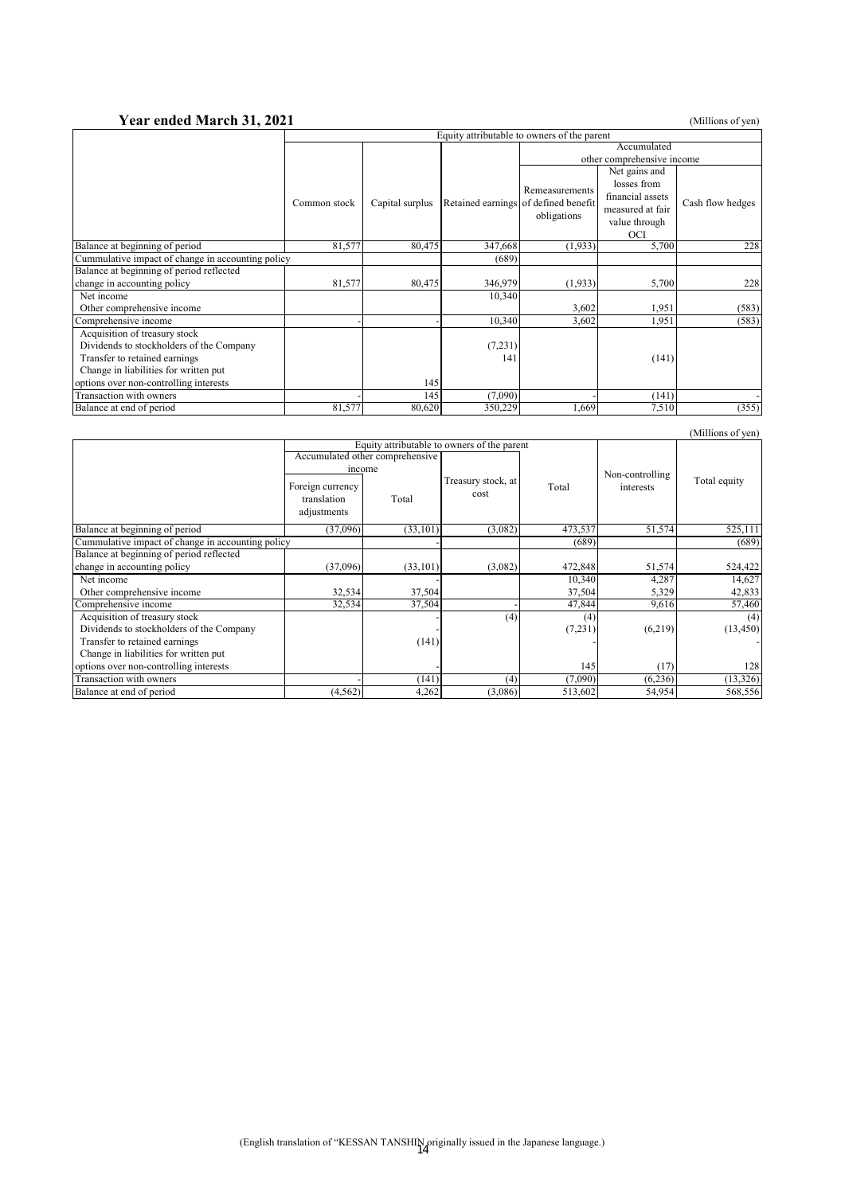## Year ended March 31, 2021

(Millions of yen)

| | Equity attributable to owners of the parent | | | | | |
|---|---|---|---|---|---|---|
| | | | | Accumulated other comprehensive income | | |
| | Common stock | Capital surplus | Retained earnings | Remeasurements of defined benefit obligations | Net gains and losses from financial assets measured at fair value through OCI | Cash flow hedges |
| Balance at beginning of period | 81,577 | 80,475 | 347,668 | (1,933) | 5,700 | 228 |
| Cummulative impact of change in accounting policy | | | (689) | | | |
| Balance at beginning of period reflected change in accounting policy | 81,577 | 80,475 | 346,979 | (1,933) | 5,700 | 228 |
| Net income | | | 10,340 | | | |
| Other comprehensive income | | | | 3,602 | 1,951 | (583) |
| Comprehensive income | - | - | 10,340 | 3,602 | 1,951 | (583) |
| Acquisition of treasury stock | | | | | | |
| Dividends to stockholders of the Company | | | (7,231) | | | |
| Transfer to retained earnings | | | 141 | | (141) | |
| Change in liabilities for written put options over non-controlling interests | | 145 | | | | |
| Transaction with owners | - | 145 | (7,090) | - | (141) | - |
| Balance at end of period | 81,577 | 80,620 | 350,229 | 1,669 | 7,510 | (355) |

(Millions of yen)

| | Equity attributable to owners of the parent | | | | | |
|---|---|---|---|---|---|---|
| | Accumulated other comprehensive income | | | | | |
| | Foreign currency translation adjustments | Total | Treasury stock, at cost | Total | Non-controlling interests | Total equity |
| Balance at beginning of period | (37,096) | (33,101) | (3,082) | 473,537 | 51,574 | 525,111 |
| Cummulative impact of change in accounting policy | | - | | (689) | | (689) |
| Balance at beginning of period reflected change in accounting policy | (37,096) | (33,101) | (3,082) | 472,848 | 51,574 | 524,422 |
| Net income | | - | | 10,340 | 4,287 | 14,627 |
| Other comprehensive income | 32,534 | 37,504 | | 37,504 | 5,329 | 42,833 |
| Comprehensive income | 32,534 | 37,504 | - | 47,844 | 9,616 | 57,460 |
| Acquisition of treasury stock | | - | (4) | (4) | | (4) |
| Dividends to stockholders of the Company | | - | | (7,231) | (6,219) | (13,450) |
| Transfer to retained earnings | | (141) | | - | | - |
| Change in liabilities for written put options over non-controlling interests | | - | | 145 | (17) | 128 |
| Transaction with owners | - | (141) | (4) | (7,090) | (6,236) | (13,326) |
| Balance at end of period | (4,562) | 4,262 | (3,086) | 513,602 | 54,954 | 568,556 |

(English translation of "KESSAN TANSHIN" originally issued in the Japanese language.)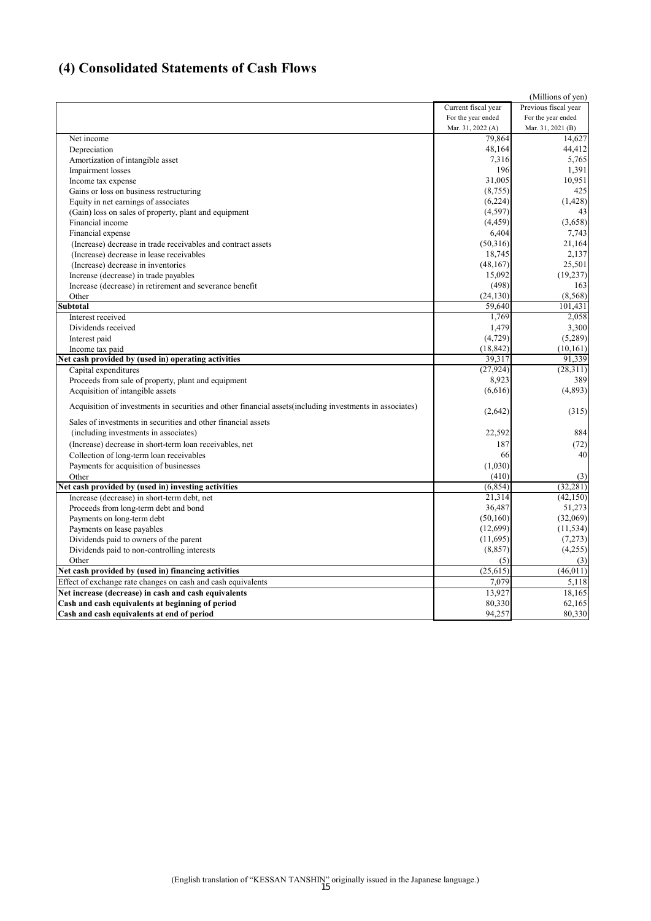## (4) Consolidated Statements of Cash Flows

(Millions of yen)

| | Current fiscal year For the year ended Mar. 31, 2022 (A) | Previous fiscal year For the year ended Mar. 31, 2021 (B) |
|---|---|---|
| Net income | 79,864 | 14,627 |
| Depreciation | 48,164 | 44,412 |
| Amortization of intangible asset | 7,316 | 5,765 |
| Impairment losses | 196 | 1,391 |
| Income tax expense | 31,005 | 10,951 |
| Gains or loss on business restructuring | (8,755) | 425 |
| Equity in net earnings of associates | (6,224) | (1,428) |
| (Gain) loss on sales of property, plant and equipment | (4,597) | 43 |
| Financial income | (4,459) | (3,658) |
| Financial expense | 6,404 | 7,743 |
| (Increase) decrease in trade receivables and contract assets | (50,316) | 21,164 |
| (Increase) decrease in lease receivables | 18,745 | 2,137 |
| (Increase) decrease in inventories | (48,167) | 25,501 |
| Increase (decrease) in trade payables | 15,092 | (19,237) |
| Increase (decrease) in retirement and severance benefit | (498) | 163 |
| Other | (24,130) | (8,568) |
| **Subtotal** | 59,640 | 101,431 |
| Interest received | 1,769 | 2,058 |
| Dividends received | 1,479 | 3,300 |
| Interest paid | (4,729) | (5,289) |
| Income tax paid | (18,842) | (10,161) |
| **Net cash provided by (used in) operating activities** | 39,317 | 91,339 |
| Capital expenditures | (27,924) | (28,311) |
| Proceeds from sale of property, plant and equipment | 8,923 | 389 |
| Acquisition of intangible assets | (6,616) | (4,893) |
| Acquisition of investments in securities and other financial assets(including investments in associates) | (2,642) | (315) |
| Sales of investments in securities and other financial assets (including investments in associates) | 22,592 | 884 |
| (Increase) decrease in short-term loan receivables, net | 187 | (72) |
| Collection of long-term loan receivables | 66 | 40 |
| Payments for acquisition of businesses | (1,030) | |
| Other | (410) | (3) |
| **Net cash provided by (used in) investing activities** | (6,854) | (32,281) |
| Increase (decrease) in short-term debt, net | 21,314 | (42,150) |
| Proceeds from long-term debt and bond | 36,487 | 51,273 |
| Payments on long-term debt | (50,160) | (32,069) |
| Payments on lease payables | (12,699) | (11,534) |
| Dividends paid to owners of the parent | (11,695) | (7,273) |
| Dividends paid to non-controlling interests | (8,857) | (4,255) |
| Other | (5) | (3) |
| **Net cash provided by (used in) financing activities** | (25,615) | (46,011) |
| Effect of exchange rate changes on cash and cash equivalents | 7,079 | 5,118 |
| **Net increase (decrease) in cash and cash equivalents** | 13,927 | 18,165 |
| **Cash and cash equivalents at beginning of period** | 80,330 | 62,165 |
| **Cash and cash equivalents at end of period** | 94,257 | 80,330 |

(English translation of "KESSAN TANSHIN" originally issued in the Japanese language.)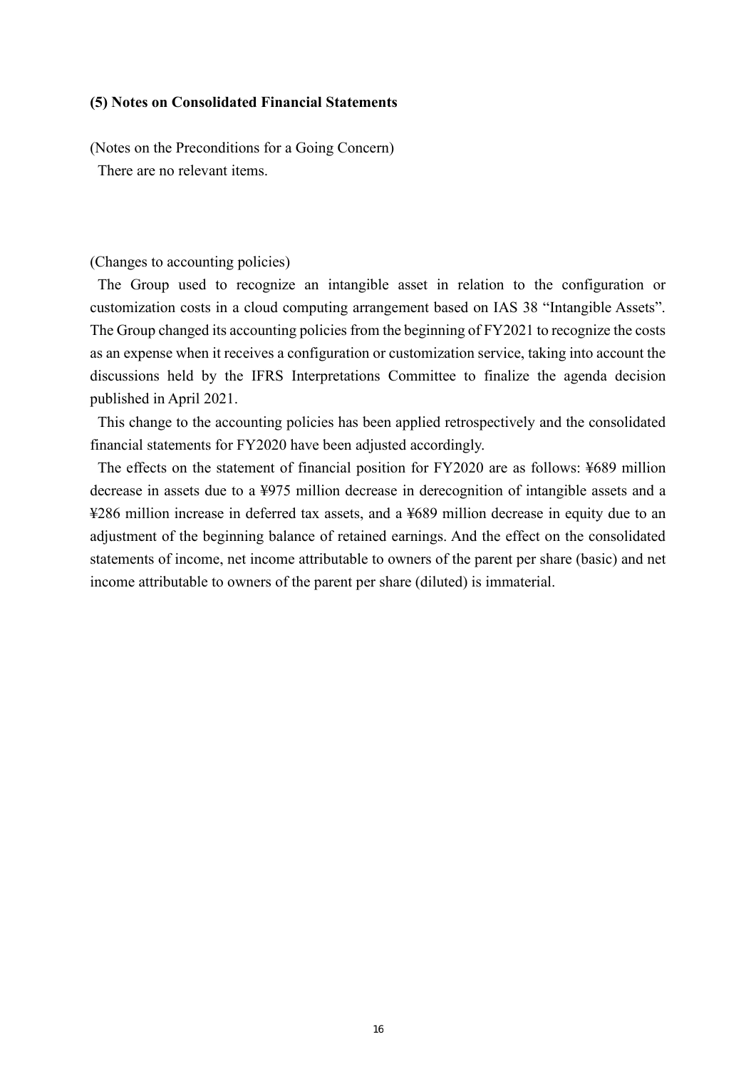**(5) Notes on Consolidated Financial Statements**

(Notes on the Preconditions for a Going Concern)

There are no relevant items.

(Changes to accounting policies)

The Group used to recognize an intangible asset in relation to the configuration or customization costs in a cloud computing arrangement based on IAS 38 "Intangible Assets". The Group changed its accounting policies from the beginning of FY2021 to recognize the costs as an expense when it receives a configuration or customization service, taking into account the discussions held by the IFRS Interpretations Committee to finalize the agenda decision published in April 2021.

This change to the accounting policies has been applied retrospectively and the consolidated financial statements for FY2020 have been adjusted accordingly.

The effects on the statement of financial position for FY2020 are as follows: ¥689 million decrease in assets due to a ¥975 million decrease in derecognition of intangible assets and a ¥286 million increase in deferred tax assets, and a ¥689 million decrease in equity due to an adjustment of the beginning balance of retained earnings. And the effect on the consolidated statements of income, net income attributable to owners of the parent per share (basic) and net income attributable to owners of the parent per share (diluted) is immaterial.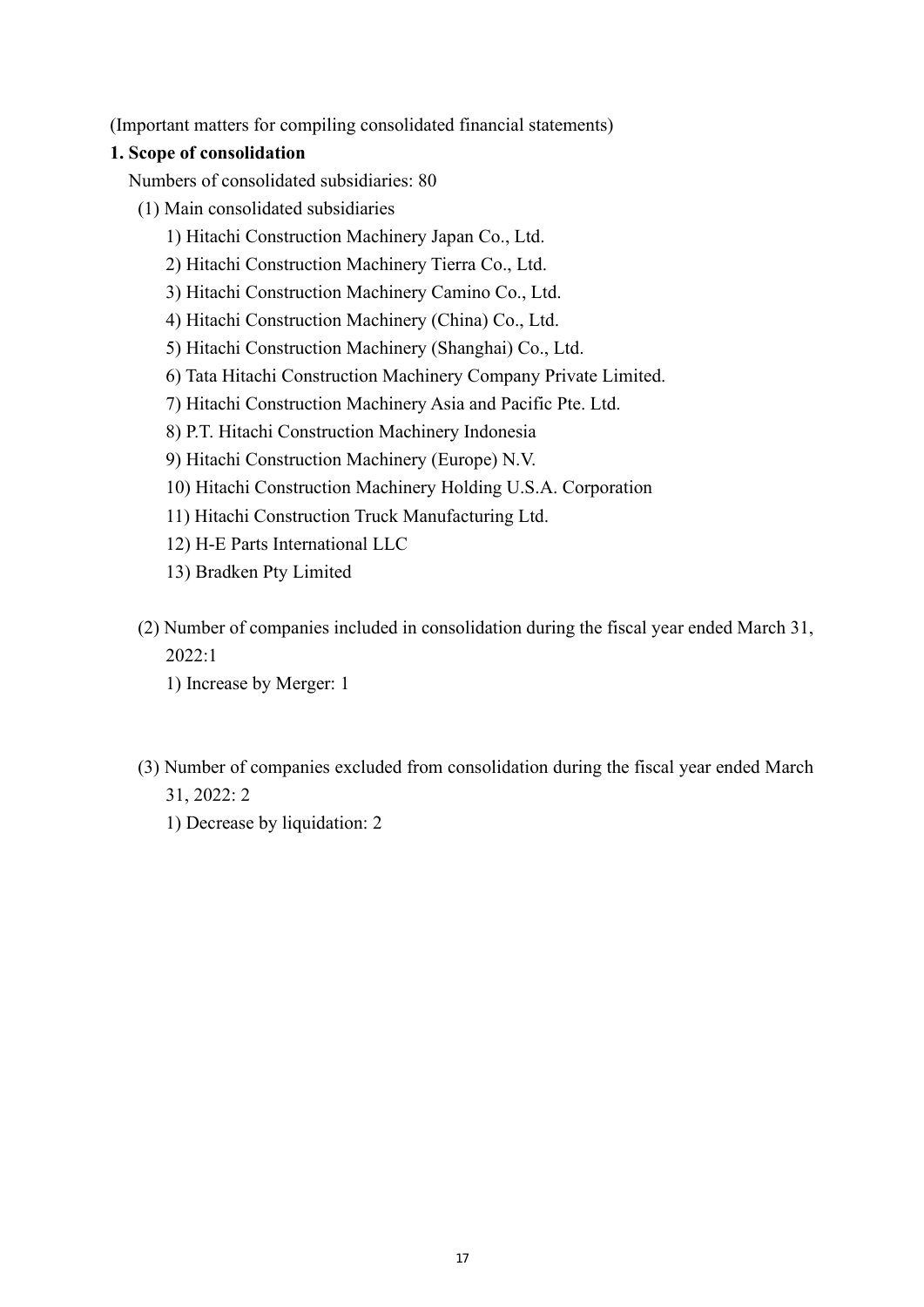(Important matters for compiling consolidated financial statements)

**1. Scope of consolidation**

Numbers of consolidated subsidiaries: 80

(1) Main consolidated subsidiaries

1) Hitachi Construction Machinery Japan Co., Ltd.
2) Hitachi Construction Machinery Tierra Co., Ltd.
3) Hitachi Construction Machinery Camino Co., Ltd.
4) Hitachi Construction Machinery (China) Co., Ltd.
5) Hitachi Construction Machinery (Shanghai) Co., Ltd.
6) Tata Hitachi Construction Machinery Company Private Limited.
7) Hitachi Construction Machinery Asia and Pacific Pte. Ltd.
8) P.T. Hitachi Construction Machinery Indonesia
9) Hitachi Construction Machinery (Europe) N.V.
10) Hitachi Construction Machinery Holding U.S.A. Corporation
11) Hitachi Construction Truck Manufacturing Ltd.
12) H-E Parts International LLC
13) Bradken Pty Limited

(2) Number of companies included in consolidation during the fiscal year ended March 31, 2022:1

1) Increase by Merger: 1

(3) Number of companies excluded from consolidation during the fiscal year ended March 31, 2022: 2

1) Decrease by liquidation: 2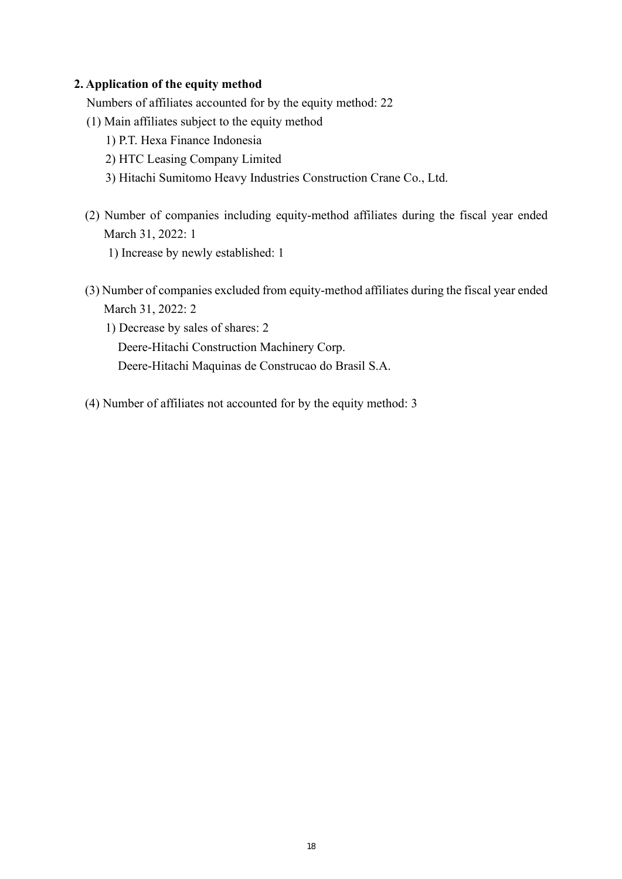## 2. Application of the equity method

Numbers of affiliates accounted for by the equity method: 22

(1) Main affiliates subject to the equity method

1) P.T. Hexa Finance Indonesia

2) HTC Leasing Company Limited

3) Hitachi Sumitomo Heavy Industries Construction Crane Co., Ltd.

(2) Number of companies including equity-method affiliates during the fiscal year ended March 31, 2022: 1

1) Increase by newly established: 1

(3) Number of companies excluded from equity-method affiliates during the fiscal year ended March 31, 2022: 2

1) Decrease by sales of shares: 2

Deere-Hitachi Construction Machinery Corp.

Deere-Hitachi Maquinas de Construcao do Brasil S.A.

(4) Number of affiliates not accounted for by the equity method: 3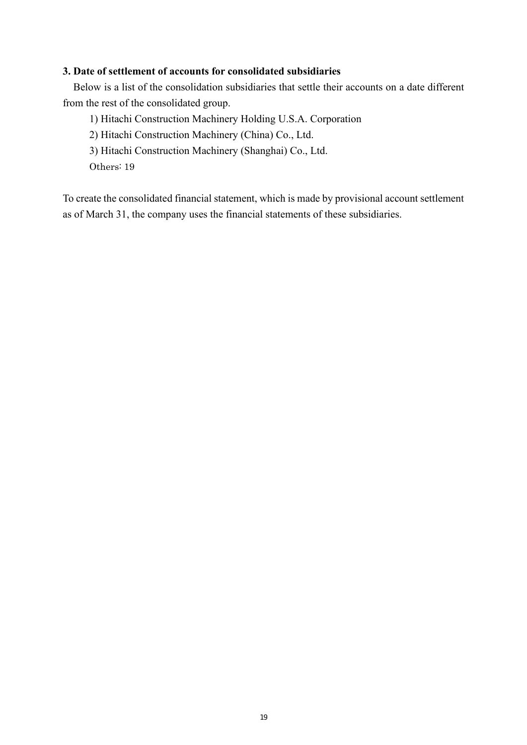### 3. Date of settlement of accounts for consolidated subsidiaries

Below is a list of the consolidation subsidiaries that settle their accounts on a date different from the rest of the consolidated group.

1) Hitachi Construction Machinery Holding U.S.A. Corporation
2) Hitachi Construction Machinery (China) Co., Ltd.
3) Hitachi Construction Machinery (Shanghai) Co., Ltd.
Others: 19

To create the consolidated financial statement, which is made by provisional account settlement as of March 31, the company uses the financial statements of these subsidiaries.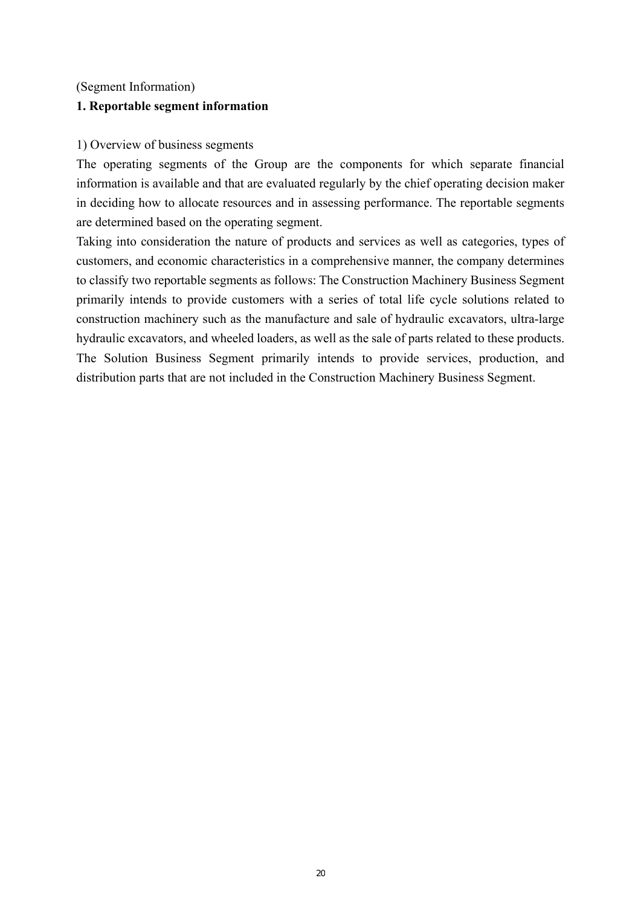(Segment Information)

**1. Reportable segment information**

1) Overview of business segments

The operating segments of the Group are the components for which separate financial information is available and that are evaluated regularly by the chief operating decision maker in deciding how to allocate resources and in assessing performance. The reportable segments are determined based on the operating segment.

Taking into consideration the nature of products and services as well as categories, types of customers, and economic characteristics in a comprehensive manner, the company determines to classify two reportable segments as follows: The Construction Machinery Business Segment primarily intends to provide customers with a series of total life cycle solutions related to construction machinery such as the manufacture and sale of hydraulic excavators, ultra-large hydraulic excavators, and wheeled loaders, as well as the sale of parts related to these products. The Solution Business Segment primarily intends to provide services, production, and distribution parts that are not included in the Construction Machinery Business Segment.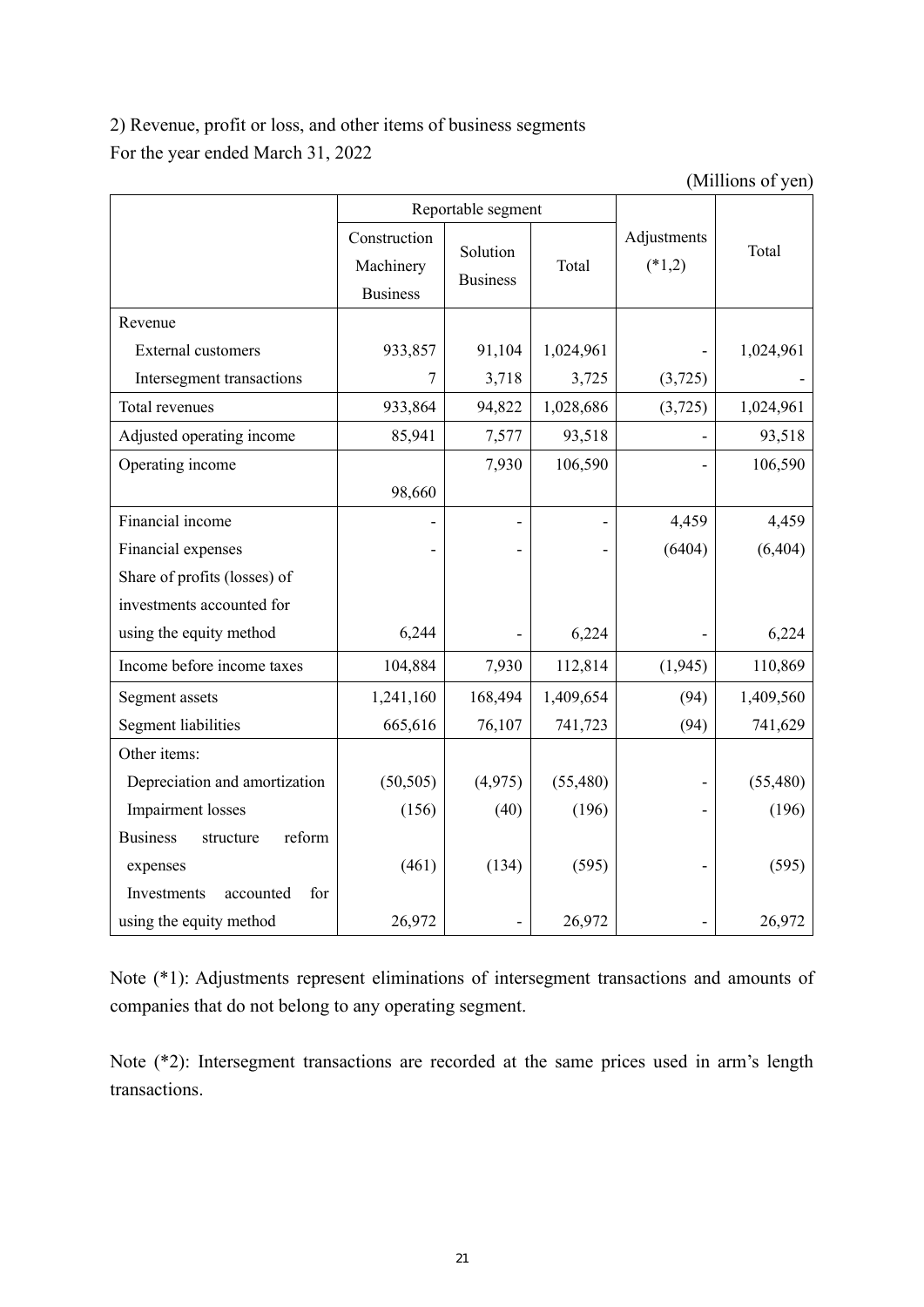2) Revenue, profit or loss, and other items of business segments

For the year ended March 31, 2022

(Millions of yen)

| | Reportable segment | | | Adjustments (*1,2) | Total |
|---|---|---|---|---|---|
| | Construction Machinery Business | Solution Business | Total | | |
| Revenue | | | | | |
| External customers | 933,857 | 91,104 | 1,024,961 | - | 1,024,961 |
| Intersegment transactions | 7 | 3,718 | 3,725 | (3,725) | - |
| Total revenues | 933,864 | 94,822 | 1,028,686 | (3,725) | 1,024,961 |
| Adjusted operating income | 85,941 | 7,577 | 93,518 | - | 93,518 |
| Operating income | 98,660 | 7,930 | 106,590 | - | 106,590 |
| Financial income | - | - | - | 4,459 | 4,459 |
| Financial expenses | - | - | - | (6404) | (6,404) |
| Share of profits (losses) of investments accounted for using the equity method | 6,244 | - | 6,224 | - | 6,224 |
| Income before income taxes | 104,884 | 7,930 | 112,814 | (1,945) | 110,869 |
| Segment assets | 1,241,160 | 168,494 | 1,409,654 | (94) | 1,409,560 |
| Segment liabilities | 665,616 | 76,107 | 741,723 | (94) | 741,629 |
| Other items: | | | | | |
| Depreciation and amortization | (50,505) | (4,975) | (55,480) | - | (55,480) |
| Impairment losses | (156) | (40) | (196) | - | (196) |
| Business structure reform expenses | (461) | (134) | (595) | - | (595) |
| Investments accounted for using the equity method | 26,972 | - | 26,972 | - | 26,972 |

Note (*1): Adjustments represent eliminations of intersegment transactions and amounts of companies that do not belong to any operating segment.

Note (*2): Intersegment transactions are recorded at the same prices used in arm's length transactions.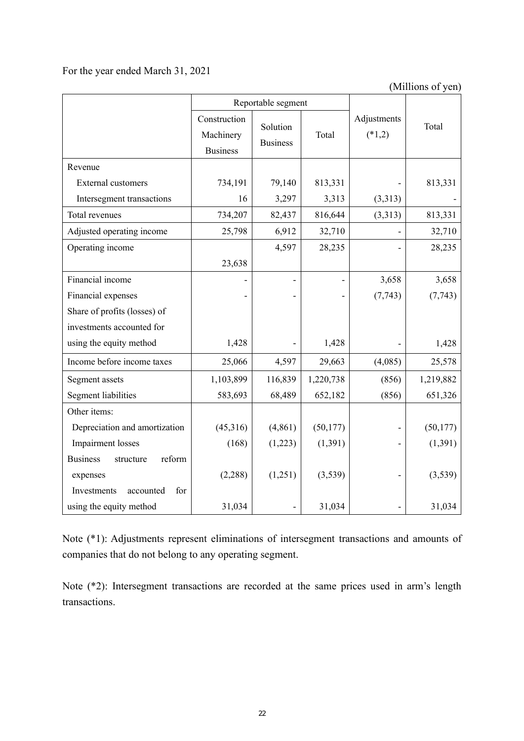For the year ended March 31, 2021

(Millions of yen)

| | Reportable segment | | | Adjustments (*1,2) | Total |
|---|---|---|---|---|---|
| | Construction Machinery Business | Solution Business | Total | | |
| Revenue | | | | | |
| External customers | 734,191 | 79,140 | 813,331 | - | 813,331 |
| Intersegment transactions | 16 | 3,297 | 3,313 | (3,313) | - |
| Total revenues | 734,207 | 82,437 | 816,644 | (3,313) | 813,331 |
| Adjusted operating income | 25,798 | 6,912 | 32,710 | - | 32,710 |
| Operating income | 23,638 | 4,597 | 28,235 | - | 28,235 |
| Financial income | - | - | - | 3,658 | 3,658 |
| Financial expenses | - | - | - | (7,743) | (7,743) |
| Share of profits (losses) of investments accounted for using the equity method | 1,428 | - | 1,428 | - | 1,428 |
| Income before income taxes | 25,066 | 4,597 | 29,663 | (4,085) | 25,578 |
| Segment assets | 1,103,899 | 116,839 | 1,220,738 | (856) | 1,219,882 |
| Segment liabilities | 583,693 | 68,489 | 652,182 | (856) | 651,326 |
| Other items: | | | | | |
| Depreciation and amortization | (45,316) | (4,861) | (50,177) | - | (50,177) |
| Impairment losses | (168) | (1,223) | (1,391) | - | (1,391) |
| Business structure reform expenses | (2,288) | (1,251) | (3,539) | - | (3,539) |
| Investments accounted for using the equity method | 31,034 | - | 31,034 | - | 31,034 |

Note (*1): Adjustments represent eliminations of intersegment transactions and amounts of companies that do not belong to any operating segment.

Note (*2): Intersegment transactions are recorded at the same prices used in arm's length transactions.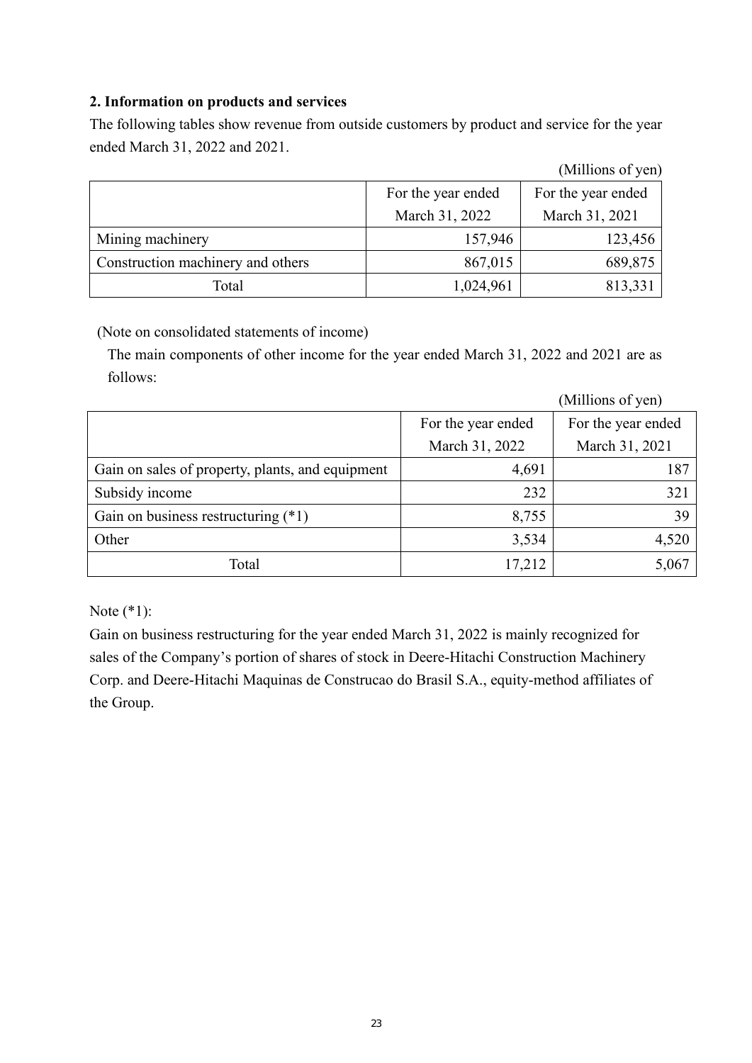## 2. Information on products and services

The following tables show revenue from outside customers by product and service for the year ended March 31, 2022 and 2021.

(Millions of yen)

| | For the year ended March 31, 2022 | For the year ended March 31, 2021 |
|---|---:|---:|
| Mining machinery | 157,946 | 123,456 |
| Construction machinery and others | 867,015 | 689,875 |
| Total | 1,024,961 | 813,331 |

(Note on consolidated statements of income)

The main components of other income for the year ended March 31, 2022 and 2021 are as follows:

(Millions of yen)

| | For the year ended March 31, 2022 | For the year ended March 31, 2021 |
|---|---:|---:|
| Gain on sales of property, plants, and equipment | 4,691 | 187 |
| Subsidy income | 232 | 321 |
| Gain on business restructuring (*1) | 8,755 | 39 |
| Other | 3,534 | 4,520 |
| Total | 17,212 | 5,067 |

Note (*1):

Gain on business restructuring for the year ended March 31, 2022 is mainly recognized for sales of the Company's portion of shares of stock in Deere-Hitachi Construction Machinery Corp. and Deere-Hitachi Maquinas de Construcao do Brasil S.A., equity-method affiliates of the Group.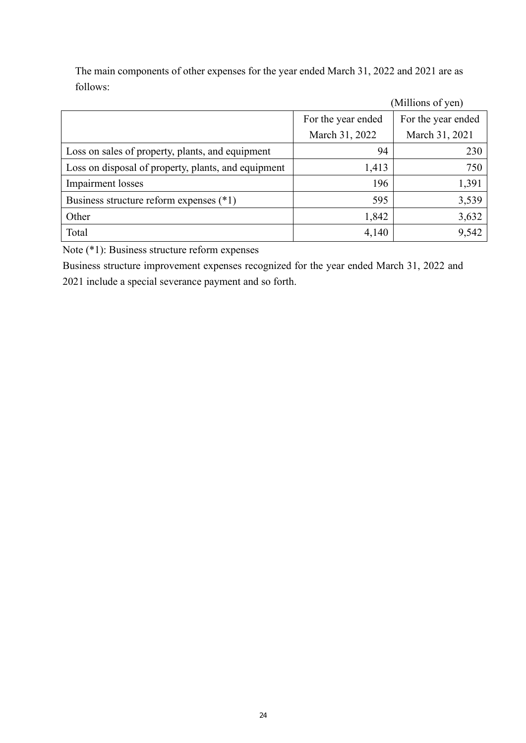The main components of other expenses for the year ended March 31, 2022 and 2021 are as follows:

(Millions of yen)

| | For the year ended March 31, 2022 | For the year ended March 31, 2021 |
|---|---:|---:|
| Loss on sales of property, plants, and equipment | 94 | 230 |
| Loss on disposal of property, plants, and equipment | 1,413 | 750 |
| Impairment losses | 196 | 1,391 |
| Business structure reform expenses (*1) | 595 | 3,539 |
| Other | 1,842 | 3,632 |
| Total | 4,140 | 9,542 |

Note (*1): Business structure reform expenses

Business structure improvement expenses recognized for the year ended March 31, 2022 and 2021 include a special severance payment and so forth.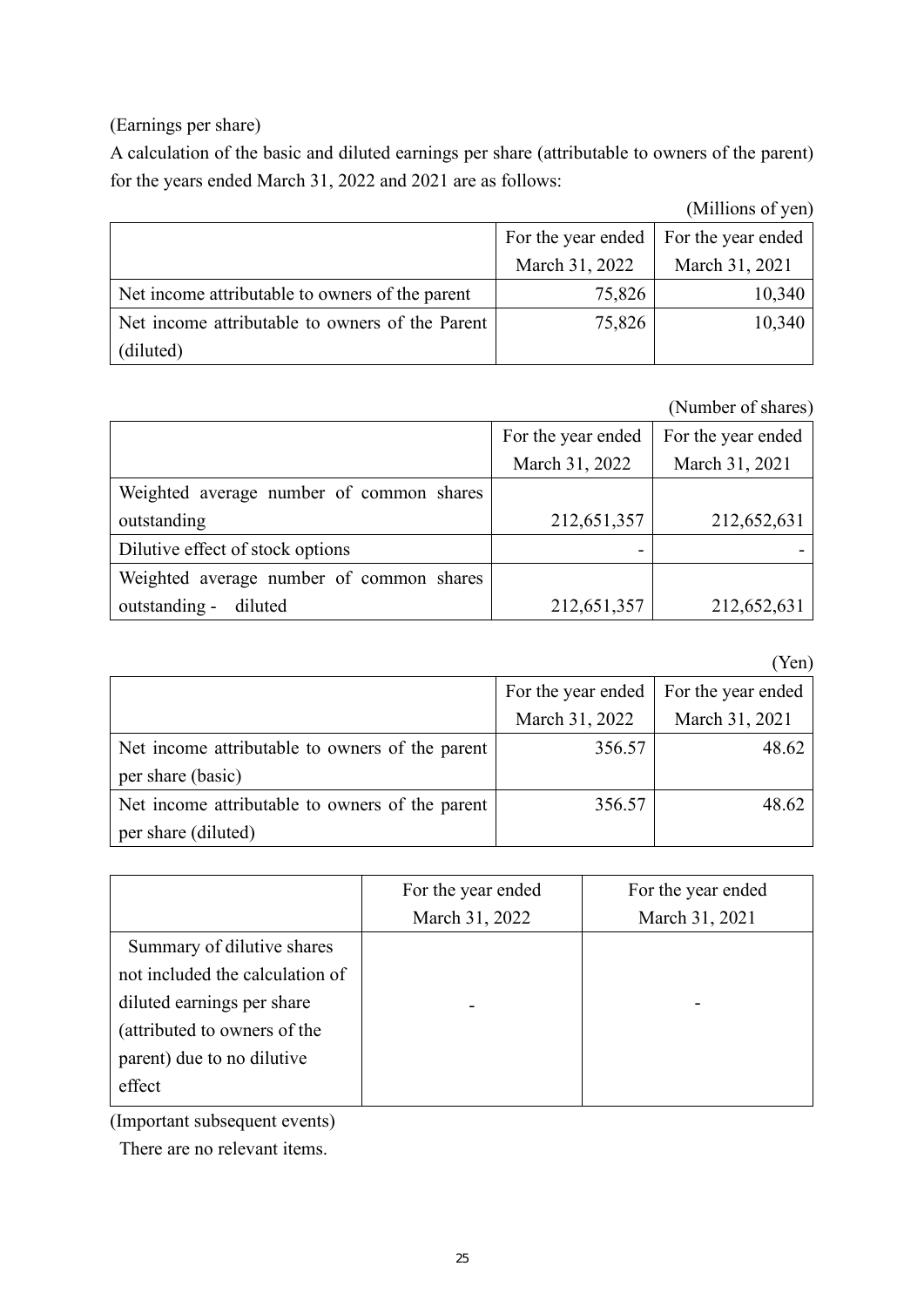(Earnings per share)

A calculation of the basic and diluted earnings per share (attributable to owners of the parent) for the years ended March 31, 2022 and 2021 are as follows:

(Millions of yen)

| | For the year ended March 31, 2022 | For the year ended March 31, 2021 |
|---|---|---|
| Net income attributable to owners of the parent | 75,826 | 10,340 |
| Net income attributable to owners of the Parent (diluted) | 75,826 | 10,340 |

(Number of shares)

| | For the year ended March 31, 2022 | For the year ended March 31, 2021 |
|---|---|---|
| Weighted average number of common shares outstanding | 212,651,357 | 212,652,631 |
| Dilutive effect of stock options | - | - |
| Weighted average number of common shares outstanding - diluted | 212,651,357 | 212,652,631 |

(Yen)

| | For the year ended March 31, 2022 | For the year ended March 31, 2021 |
|---|---|---|
| Net income attributable to owners of the parent per share (basic) | 356.57 | 48.62 |
| Net income attributable to owners of the parent per share (diluted) | 356.57 | 48.62 |

| | For the year ended March 31, 2022 | For the year ended March 31, 2021 |
|---|---|---|
| Summary of dilutive shares not included the calculation of diluted earnings per share (attributed to owners of the parent) due to no dilutive effect | - | - |

(Important subsequent events)

There are no relevant items.